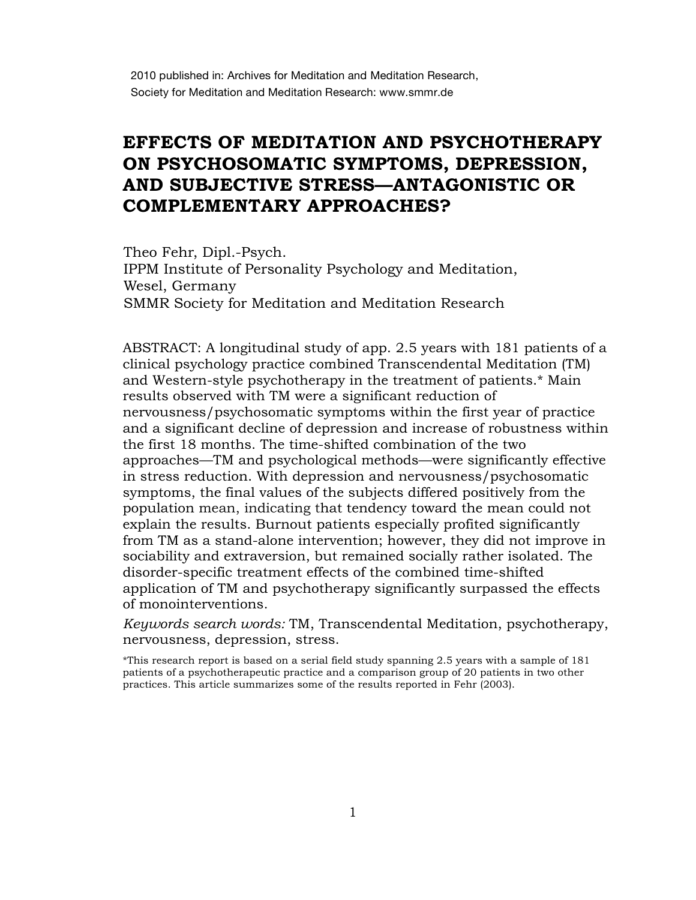2010 published in: Archives for Meditation and Meditation Research, Society for Meditation and Meditation Research: www.smmr.de

# EFFECTS OF MEDITATION AND PSYCHOTHERAPY ON PSYCHOSOMATIC SYMPTOMS, DEPRESSION, AND SUBJECTIVE STRESS—ANTAGONISTIC OR COMPLEMENTARY APPROACHES?

Theo Fehr, Dipl.-Psych.
IPPM Institute of Personality Psychology and Meditation, Wesel, Germany
SMMR Society for Meditation and Meditation Research

ABSTRACT: A longitudinal study of app. 2.5 years with 181 patients of a clinical psychology practice combined Transcendental Meditation (TM) and Western-style psychotherapy in the treatment of patients.* Main results observed with TM were a significant reduction of nervousness/psychosomatic symptoms within the first year of practice and a significant decline of depression and increase of robustness within the first 18 months. The time-shifted combination of the two approaches—TM and psychological methods—were significantly effective in stress reduction. With depression and nervousness/psychosomatic symptoms, the final values of the subjects differed positively from the population mean, indicating that tendency toward the mean could not explain the results. Burnout patients especially profited significantly from TM as a stand-alone intervention; however, they did not improve in sociability and extraversion, but remained socially rather isolated. The disorder-specific treatment effects of the combined time-shifted application of TM and psychotherapy significantly surpassed the effects of monointerventions.

*Keywords search words:* TM, Transcendental Meditation, psychotherapy, nervousness, depression, stress.

*This research report is based on a serial field study spanning 2.5 years with a sample of 181 patients of a psychotherapeutic practice and a comparison group of 20 patients in two other practices. This article summarizes some of the results reported in Fehr (2003).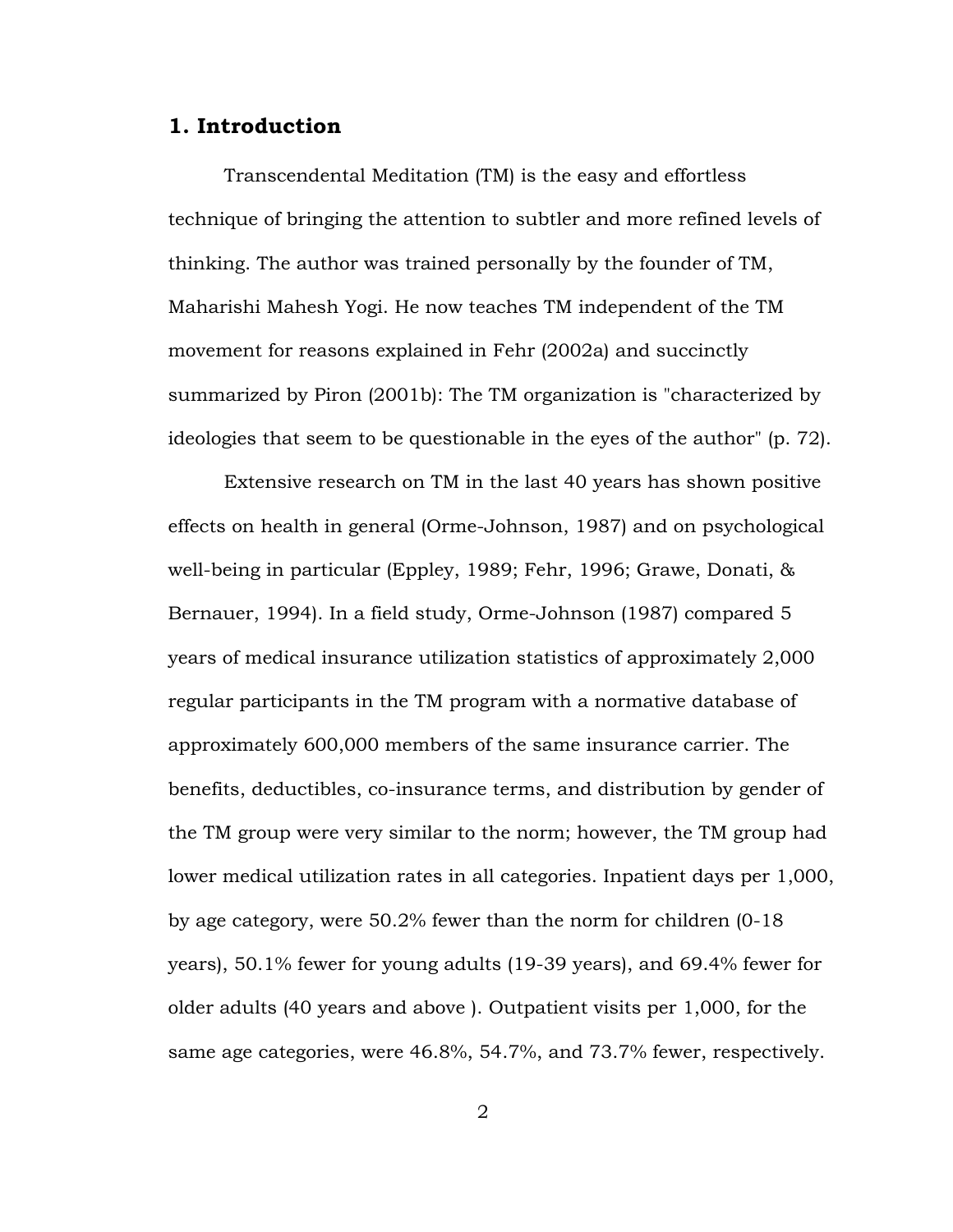## 1. Introduction

Transcendental Meditation (TM) is the easy and effortless technique of bringing the attention to subtler and more refined levels of thinking. The author was trained personally by the founder of TM, Maharishi Mahesh Yogi. He now teaches TM independent of the TM movement for reasons explained in Fehr (2002a) and succinctly summarized by Piron (2001b): The TM organization is "characterized by ideologies that seem to be questionable in the eyes of the author" (p. 72).

Extensive research on TM in the last 40 years has shown positive effects on health in general (Orme-Johnson, 1987) and on psychological well-being in particular (Eppley, 1989; Fehr, 1996; Grawe, Donati, & Bernauer, 1994). In a field study, Orme-Johnson (1987) compared 5 years of medical insurance utilization statistics of approximately 2,000 regular participants in the TM program with a normative database of approximately 600,000 members of the same insurance carrier. The benefits, deductibles, co-insurance terms, and distribution by gender of the TM group were very similar to the norm; however, the TM group had lower medical utilization rates in all categories. Inpatient days per 1,000, by age category, were 50.2% fewer than the norm for children (0-18 years), 50.1% fewer for young adults (19-39 years), and 69.4% fewer for older adults (40 years and above ). Outpatient visits per 1,000, for the same age categories, were 46.8%, 54.7%, and 73.7% fewer, respectively.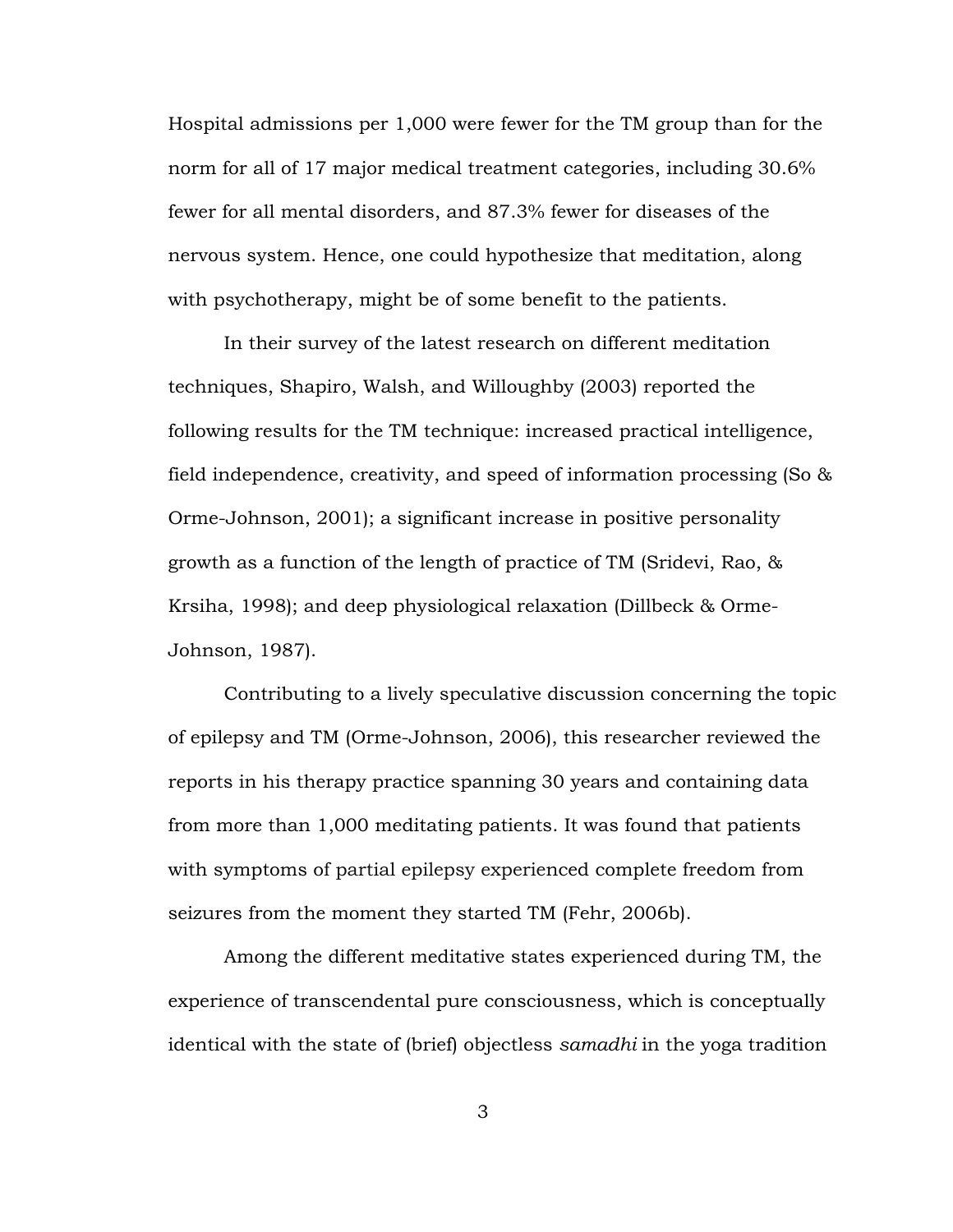Hospital admissions per 1,000 were fewer for the TM group than for the norm for all of 17 major medical treatment categories, including 30.6% fewer for all mental disorders, and 87.3% fewer for diseases of the nervous system. Hence, one could hypothesize that meditation, along with psychotherapy, might be of some benefit to the patients.

In their survey of the latest research on different meditation techniques, Shapiro, Walsh, and Willoughby (2003) reported the following results for the TM technique: increased practical intelligence, field independence, creativity, and speed of information processing (So & Orme-Johnson, 2001); a significant increase in positive personality growth as a function of the length of practice of TM (Sridevi, Rao, & Krsiha, 1998); and deep physiological relaxation (Dillbeck & Orme-Johnson, 1987).

Contributing to a lively speculative discussion concerning the topic of epilepsy and TM (Orme-Johnson, 2006), this researcher reviewed the reports in his therapy practice spanning 30 years and containing data from more than 1,000 meditating patients. It was found that patients with symptoms of partial epilepsy experienced complete freedom from seizures from the moment they started TM (Fehr, 2006b).

Among the different meditative states experienced during TM, the experience of transcendental pure consciousness, which is conceptually identical with the state of (brief) objectless *samadhi* in the yoga tradition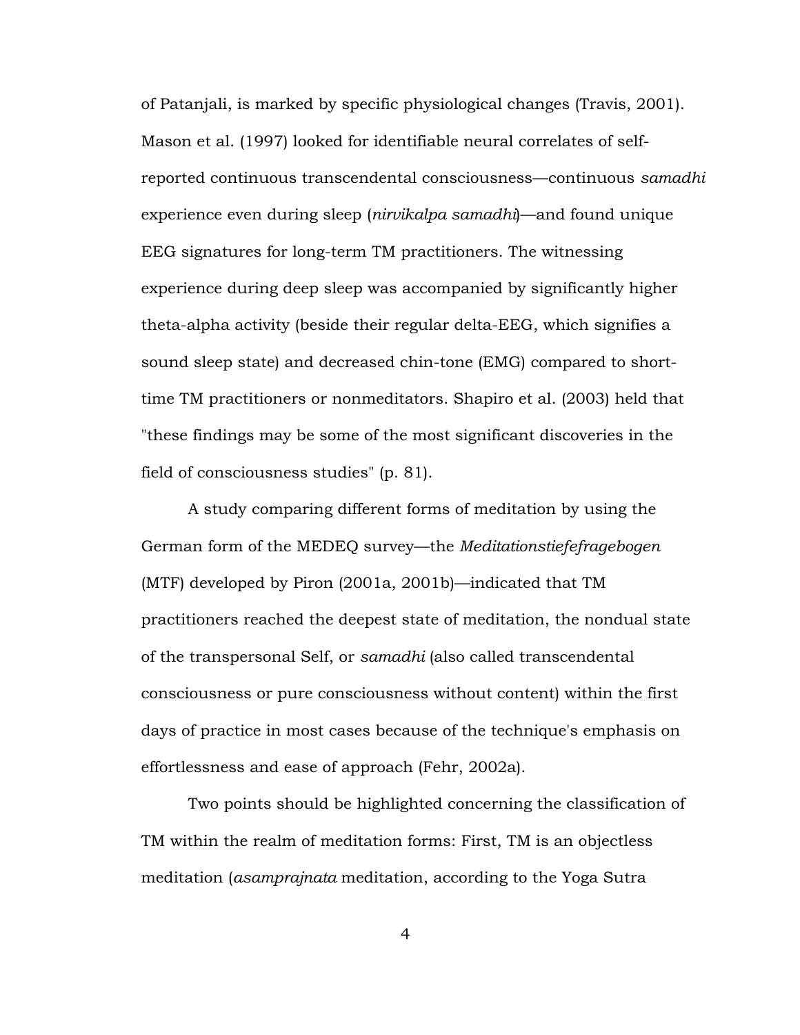of Patanjali, is marked by specific physiological changes (Travis, 2001). Mason et al. (1997) looked for identifiable neural correlates of self-reported continuous transcendental consciousness—continuous *samadhi* experience even during sleep (*nirvikalpa samadhi*)—and found unique EEG signatures for long-term TM practitioners. The witnessing experience during deep sleep was accompanied by significantly higher theta-alpha activity (beside their regular delta-EEG, which signifies a sound sleep state) and decreased chin-tone (EMG) compared to short-time TM practitioners or nonmeditators. Shapiro et al. (2003) held that "these findings may be some of the most significant discoveries in the field of consciousness studies" (p. 81).

A study comparing different forms of meditation by using the German form of the MEDEQ survey—the *Meditationstiefefragebogen* (MTF) developed by Piron (2001a, 2001b)—indicated that TM practitioners reached the deepest state of meditation, the nondual state of the transpersonal Self, or *samadhi* (also called transcendental consciousness or pure consciousness without content) within the first days of practice in most cases because of the technique's emphasis on effortlessness and ease of approach (Fehr, 2002a).

Two points should be highlighted concerning the classification of TM within the realm of meditation forms: First, TM is an objectless meditation (*asamprajnata* meditation, according to the Yoga Sutra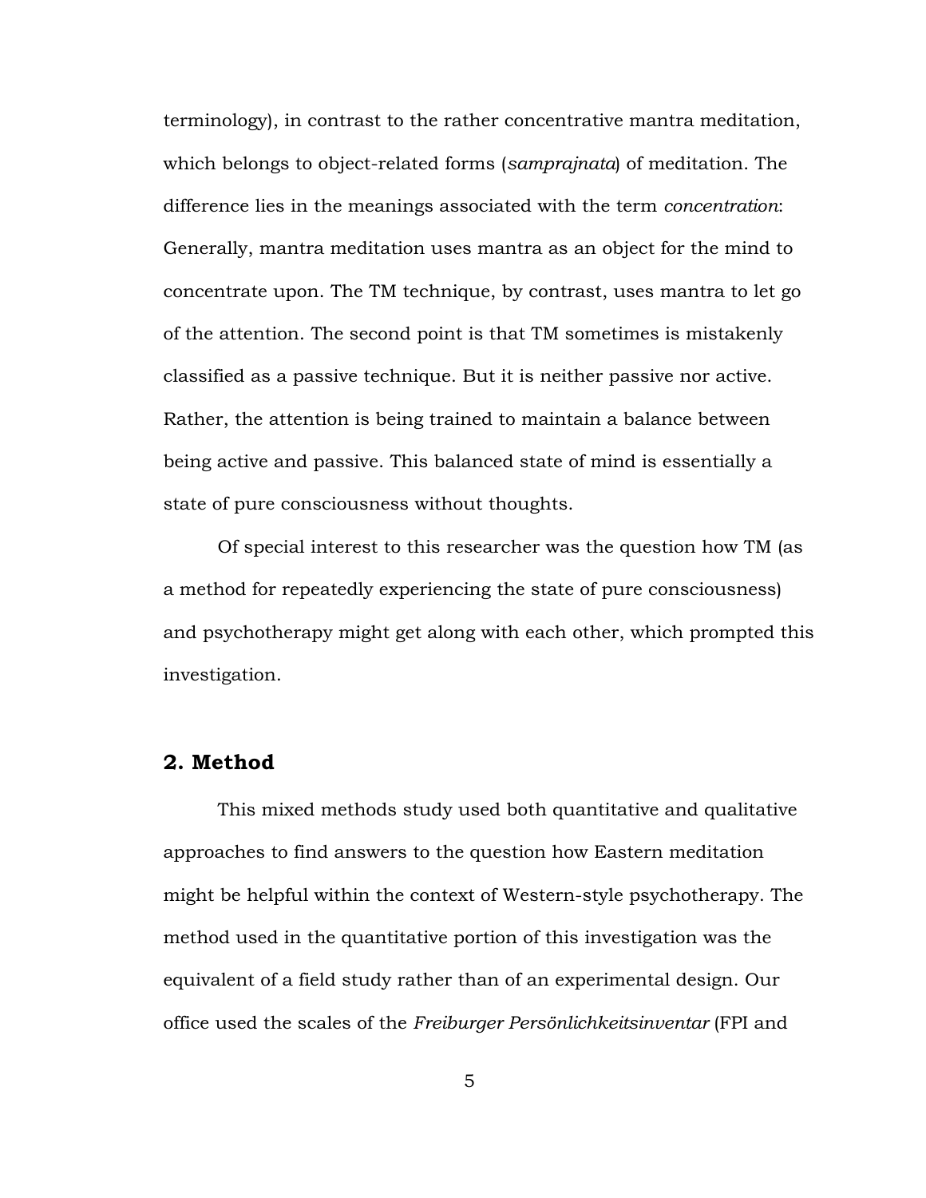terminology), in contrast to the rather concentrative mantra meditation, which belongs to object-related forms (*samprajnata*) of meditation. The difference lies in the meanings associated with the term *concentration*: Generally, mantra meditation uses mantra as an object for the mind to concentrate upon. The TM technique, by contrast, uses mantra to let go of the attention. The second point is that TM sometimes is mistakenly classified as a passive technique. But it is neither passive nor active. Rather, the attention is being trained to maintain a balance between being active and passive. This balanced state of mind is essentially a state of pure consciousness without thoughts.

Of special interest to this researcher was the question how TM (as a method for repeatedly experiencing the state of pure consciousness) and psychotherapy might get along with each other, which prompted this investigation.

## 2. Method

This mixed methods study used both quantitative and qualitative approaches to find answers to the question how Eastern meditation might be helpful within the context of Western-style psychotherapy. The method used in the quantitative portion of this investigation was the equivalent of a field study rather than of an experimental design. Our office used the scales of the *Freiburger Persönlichkeitsinventar* (FPI and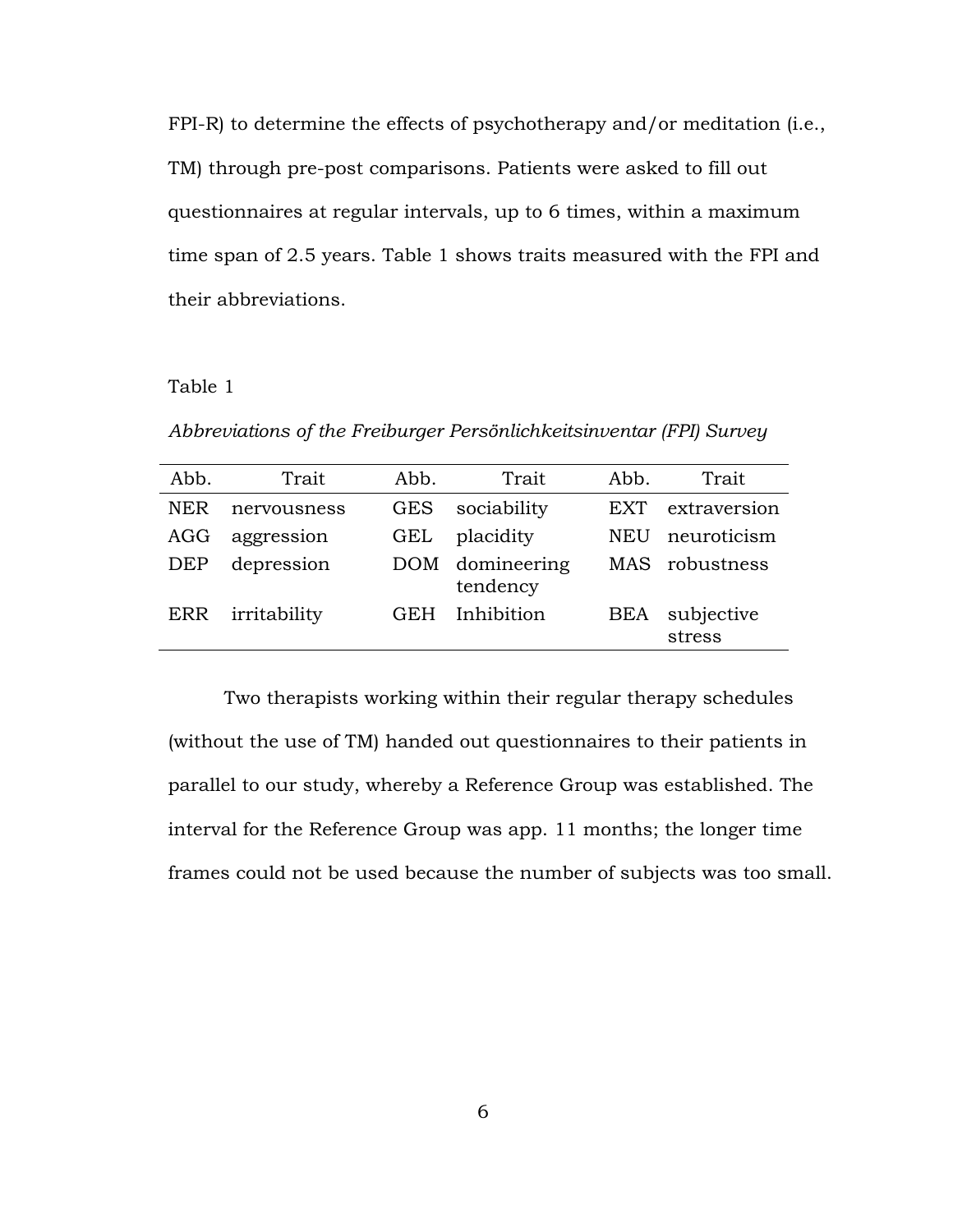FPI-R) to determine the effects of psychotherapy and/or meditation (i.e., TM) through pre-post comparisons. Patients were asked to fill out questionnaires at regular intervals, up to 6 times, within a maximum time span of 2.5 years. Table 1 shows traits measured with the FPI and their abbreviations.

Table 1

*Abbreviations of the Freiburger Persönlichkeitsinventar (FPI) Survey*

| Abb. | Trait | Abb. | Trait | Abb. | Trait |
|---|---|---|---|---|---|
| NER | nervousness | GES | sociability | EXT | extraversion |
| AGG | aggression | GEL | placidity | NEU | neuroticism |
| DEP | depression | DOM | domineering tendency | MAS | robustness |
| ERR | irritability | GEH | Inhibition | BEA | subjective stress |

Two therapists working within their regular therapy schedules (without the use of TM) handed out questionnaires to their patients in parallel to our study, whereby a Reference Group was established. The interval for the Reference Group was app. 11 months; the longer time frames could not be used because the number of subjects was too small.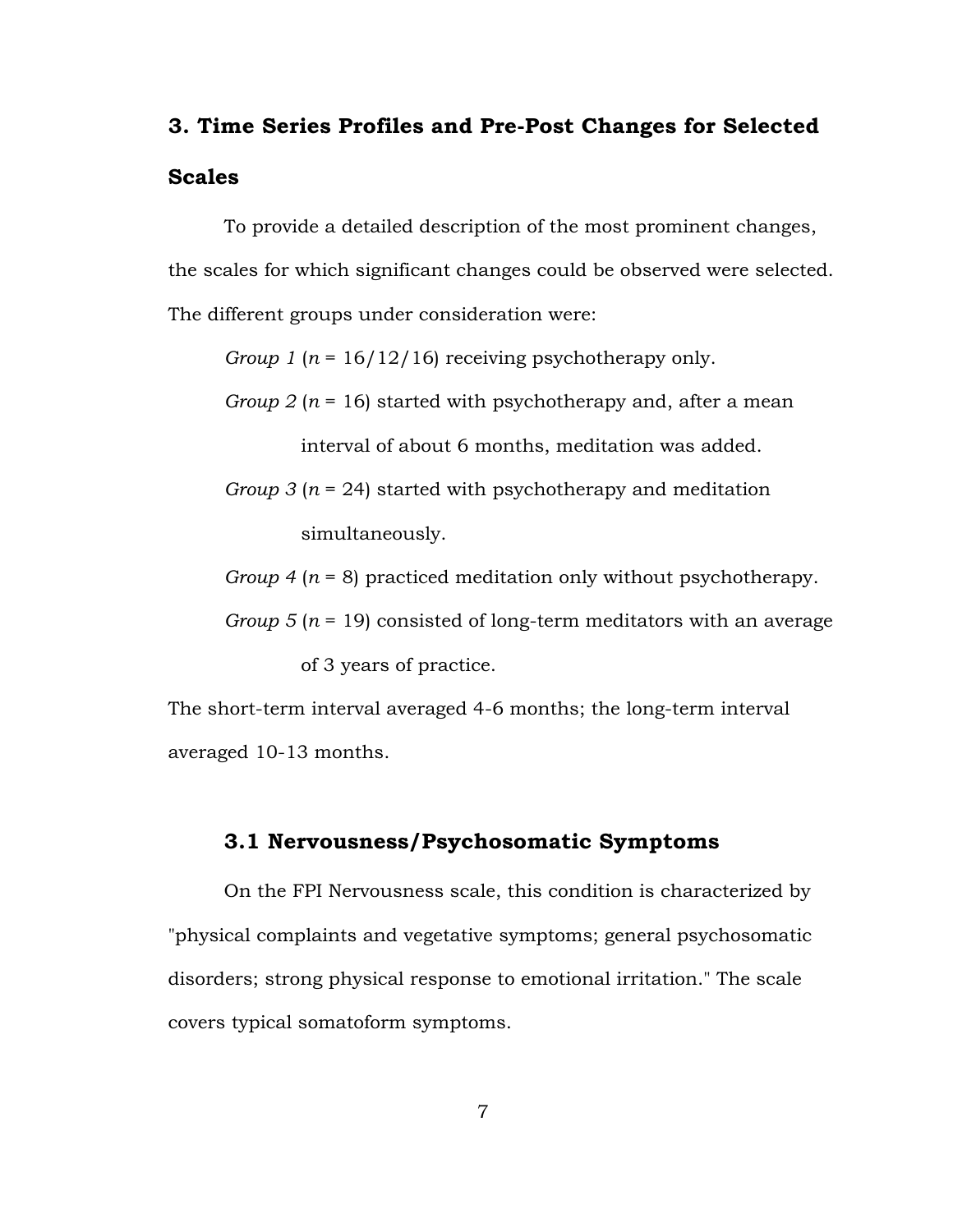## 3. Time Series Profiles and Pre-Post Changes for Selected Scales

To provide a detailed description of the most prominent changes, the scales for which significant changes could be observed were selected. The different groups under consideration were:

*Group 1* ($n$ = 16/12/16) receiving psychotherapy only.

*Group 2* ($n$ = 16) started with psychotherapy and, after a mean interval of about 6 months, meditation was added.

*Group 3* ($n$ = 24) started with psychotherapy and meditation simultaneously.

*Group 4* ($n$ = 8) practiced meditation only without psychotherapy.

*Group 5* ($n$ = 19) consisted of long-term meditators with an average of 3 years of practice.

The short-term interval averaged 4-6 months; the long-term interval averaged 10-13 months.

### 3.1 Nervousness/Psychosomatic Symptoms

On the FPI Nervousness scale, this condition is characterized by "physical complaints and vegetative symptoms; general psychosomatic disorders; strong physical response to emotional irritation." The scale covers typical somatoform symptoms.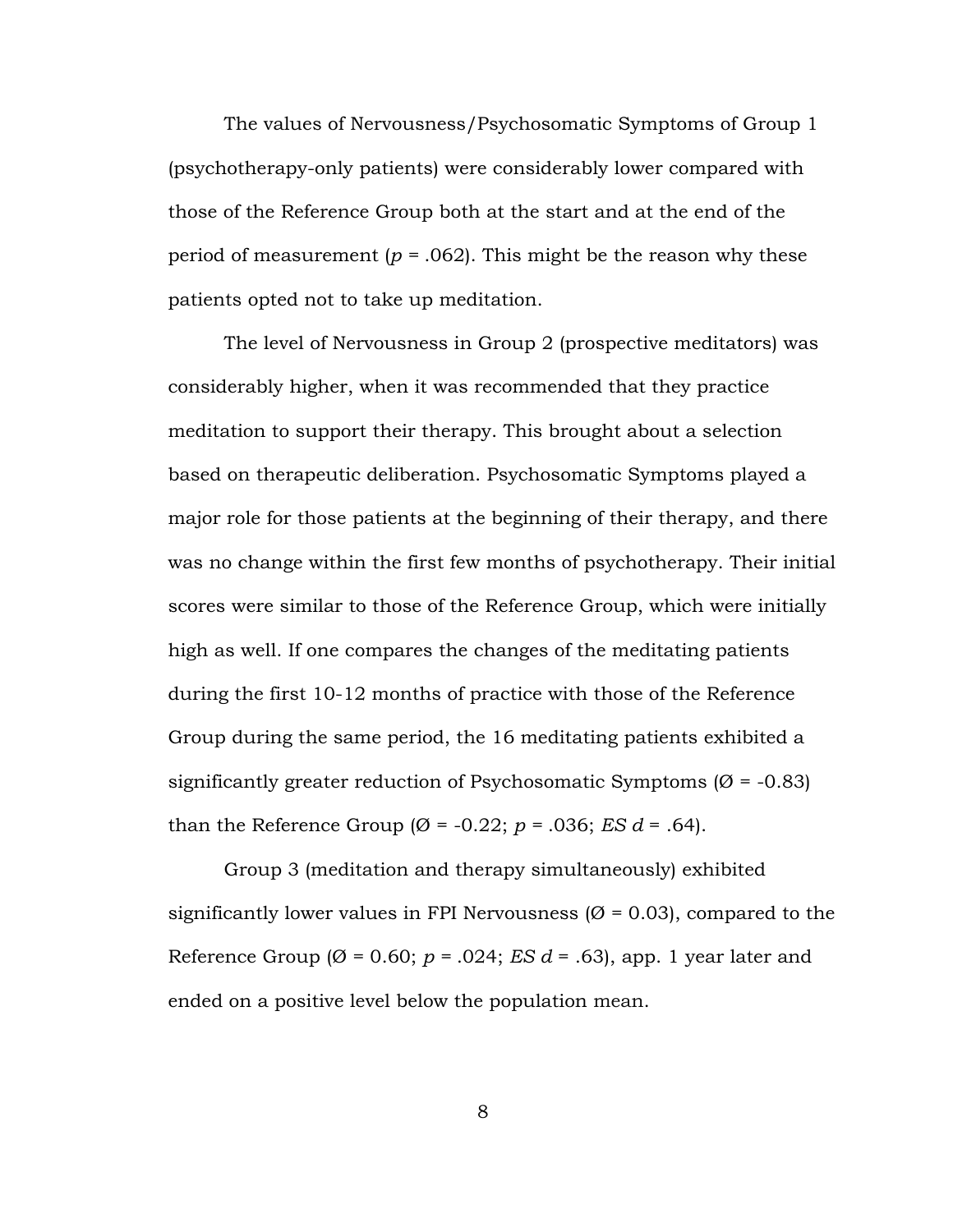The values of Nervousness/Psychosomatic Symptoms of Group 1 (psychotherapy-only patients) were considerably lower compared with those of the Reference Group both at the start and at the end of the period of measurement ($p$ = .062). This might be the reason why these patients opted not to take up meditation.

The level of Nervousness in Group 2 (prospective meditators) was considerably higher, when it was recommended that they practice meditation to support their therapy. This brought about a selection based on therapeutic deliberation. Psychosomatic Symptoms played a major role for those patients at the beginning of their therapy, and there was no change within the first few months of psychotherapy. Their initial scores were similar to those of the Reference Group, which were initially high as well. If one compares the changes of the meditating patients during the first 10-12 months of practice with those of the Reference Group during the same period, the 16 meditating patients exhibited a significantly greater reduction of Psychosomatic Symptoms (Ø = -0.83) than the Reference Group (Ø = -0.22; $p$ = .036; *ES d* = .64).

Group 3 (meditation and therapy simultaneously) exhibited significantly lower values in FPI Nervousness (Ø = 0.03), compared to the Reference Group (Ø = 0.60; $p$ = .024; *ES d* = .63), app. 1 year later and ended on a positive level below the population mean.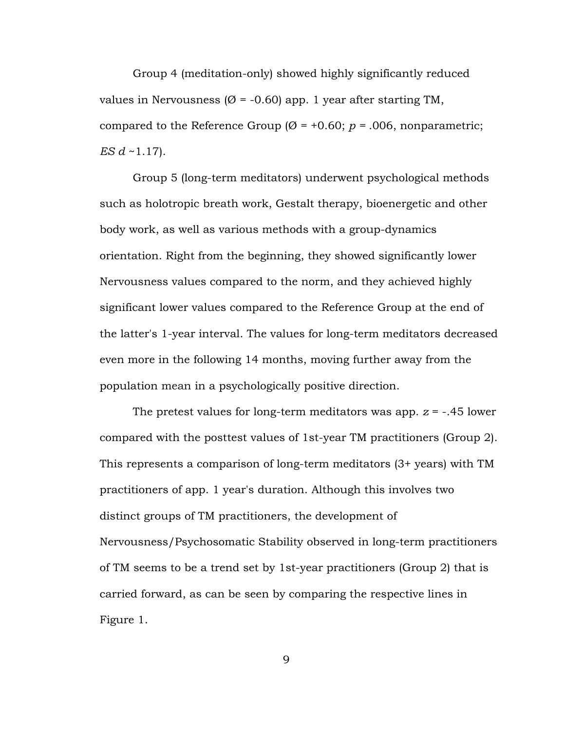Group 4 (meditation-only) showed highly significantly reduced values in Nervousness (Ø = -0.60) app. 1 year after starting TM, compared to the Reference Group (Ø = +0.60; $p$ = .006, nonparametric; *ES d* ~1.17).

Group 5 (long-term meditators) underwent psychological methods such as holotropic breath work, Gestalt therapy, bioenergetic and other body work, as well as various methods with a group-dynamics orientation. Right from the beginning, they showed significantly lower Nervousness values compared to the norm, and they achieved highly significant lower values compared to the Reference Group at the end of the latter's 1-year interval. The values for long-term meditators decreased even more in the following 14 months, moving further away from the population mean in a psychologically positive direction.

The pretest values for long-term meditators was app. $z$ = -.45 lower compared with the posttest values of 1st-year TM practitioners (Group 2). This represents a comparison of long-term meditators (3+ years) with TM practitioners of app. 1 year's duration. Although this involves two distinct groups of TM practitioners, the development of Nervousness/Psychosomatic Stability observed in long-term practitioners of TM seems to be a trend set by 1st-year practitioners (Group 2) that is carried forward, as can be seen by comparing the respective lines in Figure 1.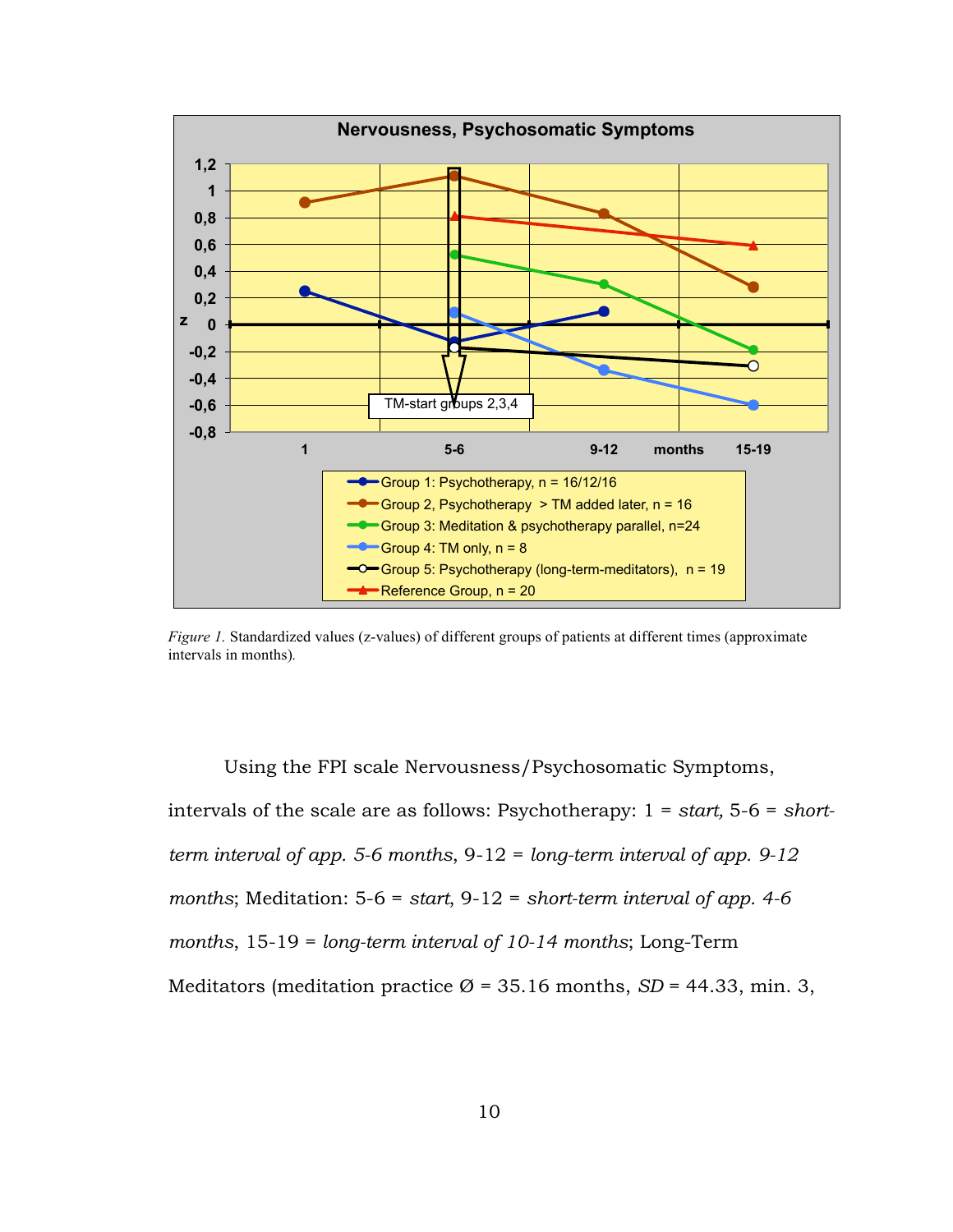*Figure 1.* Standardized values (z-values) of different groups of patients at different times (approximate intervals in months).

Using the FPI scale Nervousness/Psychosomatic Symptoms, intervals of the scale are as follows: Psychotherapy: 1 = *start,* 5-6 = *short-term interval of app. 5-6 months*, 9-12 = *long-term interval of app. 9-12 months*; Meditation: 5-6 = *start*, 9-12 = *short-term interval of app. 4-6 months*, 15-19 = *long-term interval of 10-14 months*; Long-Term Meditators (meditation practice Ø = 35.16 months, *SD* = 44.33, min. 3,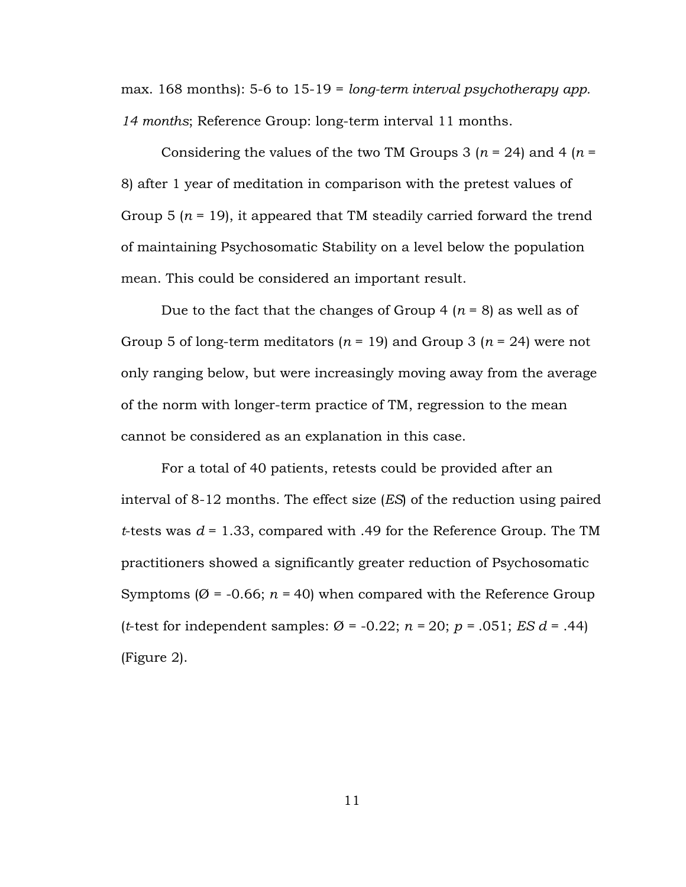max. 168 months): 5-6 to 15-19 = *long-term interval psychotherapy app. 14 months*; Reference Group: long-term interval 11 months.

Considering the values of the two TM Groups 3 ($n$ = 24) and 4 ($n$ = 8) after 1 year of meditation in comparison with the pretest values of Group 5 ($n$ = 19), it appeared that TM steadily carried forward the trend of maintaining Psychosomatic Stability on a level below the population mean. This could be considered an important result.

Due to the fact that the changes of Group 4 ($n$ = 8) as well as of Group 5 of long-term meditators ($n$ = 19) and Group 3 ($n$ = 24) were not only ranging below, but were increasingly moving away from the average of the norm with longer-term practice of TM, regression to the mean cannot be considered as an explanation in this case.

For a total of 40 patients, retests could be provided after an interval of 8-12 months. The effect size (*ES*) of the reduction using paired $t$-tests was $d$ = 1.33, compared with .49 for the Reference Group. The TM practitioners showed a significantly greater reduction of Psychosomatic Symptoms (Ø = -0.66; $n$ = 40) when compared with the Reference Group ($t$-test for independent samples: Ø = -0.22; $n$ = 20; $p$ = .051; *ES* $d$ = .44) (Figure 2).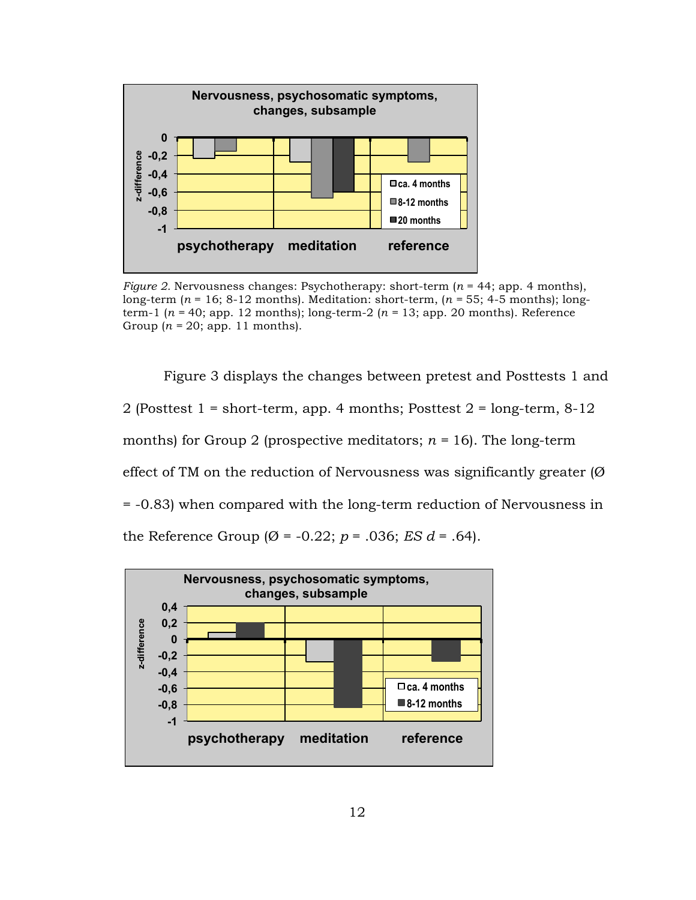*Figure 2.* Nervousness changes: Psychotherapy: short-term ($n$ = 44; app. 4 months), long-term ($n$ = 16; 8-12 months). Meditation: short-term, ($n$ = 55; 4-5 months); long-term-1 ($n$ = 40; app. 12 months); long-term-2 ($n$ = 13; app. 20 months). Reference Group ($n$ = 20; app. 11 months).

Figure 3 displays the changes between pretest and Posttests 1 and 2 (Posttest 1 = short-term, app. 4 months; Posttest 2 = long-term, 8-12 months) for Group 2 (prospective meditators; $n$ = 16). The long-term effect of TM on the reduction of Nervousness was significantly greater (Ø = -0.83) when compared with the long-term reduction of Nervousness in the Reference Group (Ø = -0.22; $p$ = .036; *ES* $d$ = .64).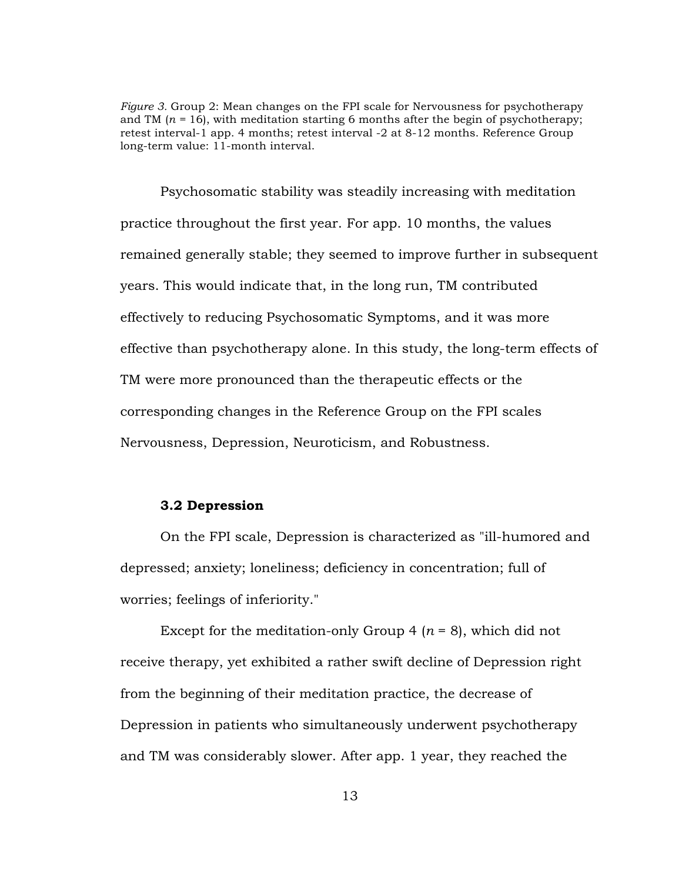*Figure 3.* Group 2: Mean changes on the FPI scale for Nervousness for psychotherapy and TM ($n$ = 16), with meditation starting 6 months after the begin of psychotherapy; retest interval-1 app. 4 months; retest interval -2 at 8-12 months. Reference Group long-term value: 11-month interval.

Psychosomatic stability was steadily increasing with meditation practice throughout the first year. For app. 10 months, the values remained generally stable; they seemed to improve further in subsequent years. This would indicate that, in the long run, TM contributed effectively to reducing Psychosomatic Symptoms, and it was more effective than psychotherapy alone. In this study, the long-term effects of TM were more pronounced than the therapeutic effects or the corresponding changes in the Reference Group on the FPI scales Nervousness, Depression, Neuroticism, and Robustness.

### 3.2 Depression

On the FPI scale, Depression is characterized as "ill-humored and depressed; anxiety; loneliness; deficiency in concentration; full of worries; feelings of inferiority."

Except for the meditation-only Group 4 ($n$ = 8), which did not receive therapy, yet exhibited a rather swift decline of Depression right from the beginning of their meditation practice, the decrease of Depression in patients who simultaneously underwent psychotherapy and TM was considerably slower. After app. 1 year, they reached the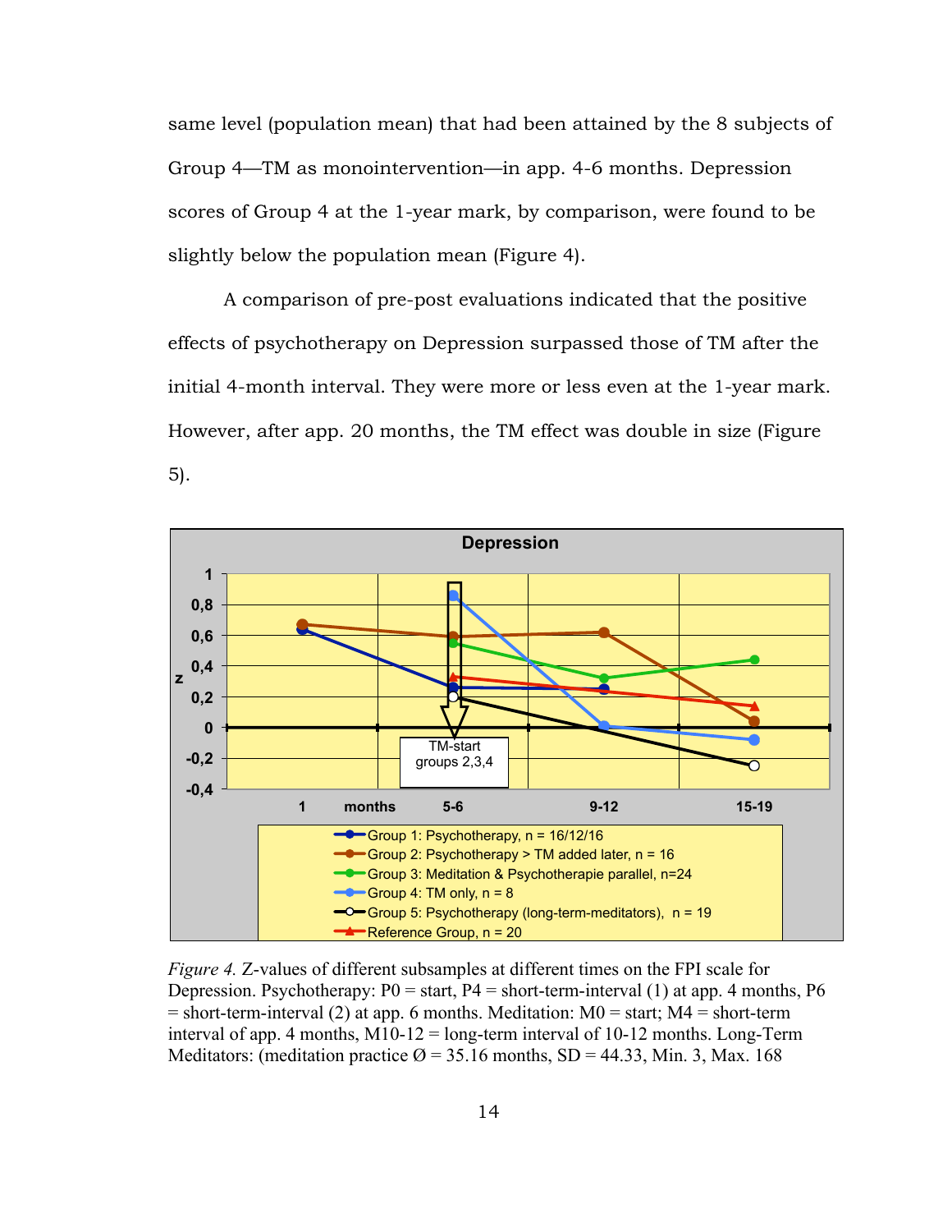same level (population mean) that had been attained by the 8 subjects of Group 4—TM as monointervention—in app. 4-6 months. Depression scores of Group 4 at the 1-year mark, by comparison, were found to be slightly below the population mean (Figure 4).

A comparison of pre-post evaluations indicated that the positive effects of psychotherapy on Depression surpassed those of TM after the initial 4-month interval. They were more or less even at the 1-year mark. However, after app. 20 months, the TM effect was double in size (Figure 5).

*Figure 4.* Z-values of different subsamples at different times on the FPI scale for Depression. Psychotherapy: P0 = start, P4 = short-term-interval (1) at app. 4 months, P6 = short-term-interval (2) at app. 6 months. Meditation: M0 = start; M4 = short-term interval of app. 4 months, M10-12 = long-term interval of 10-12 months. Long-Term Meditators: (meditation practice Ø = 35.16 months, SD = 44.33, Min. 3, Max. 168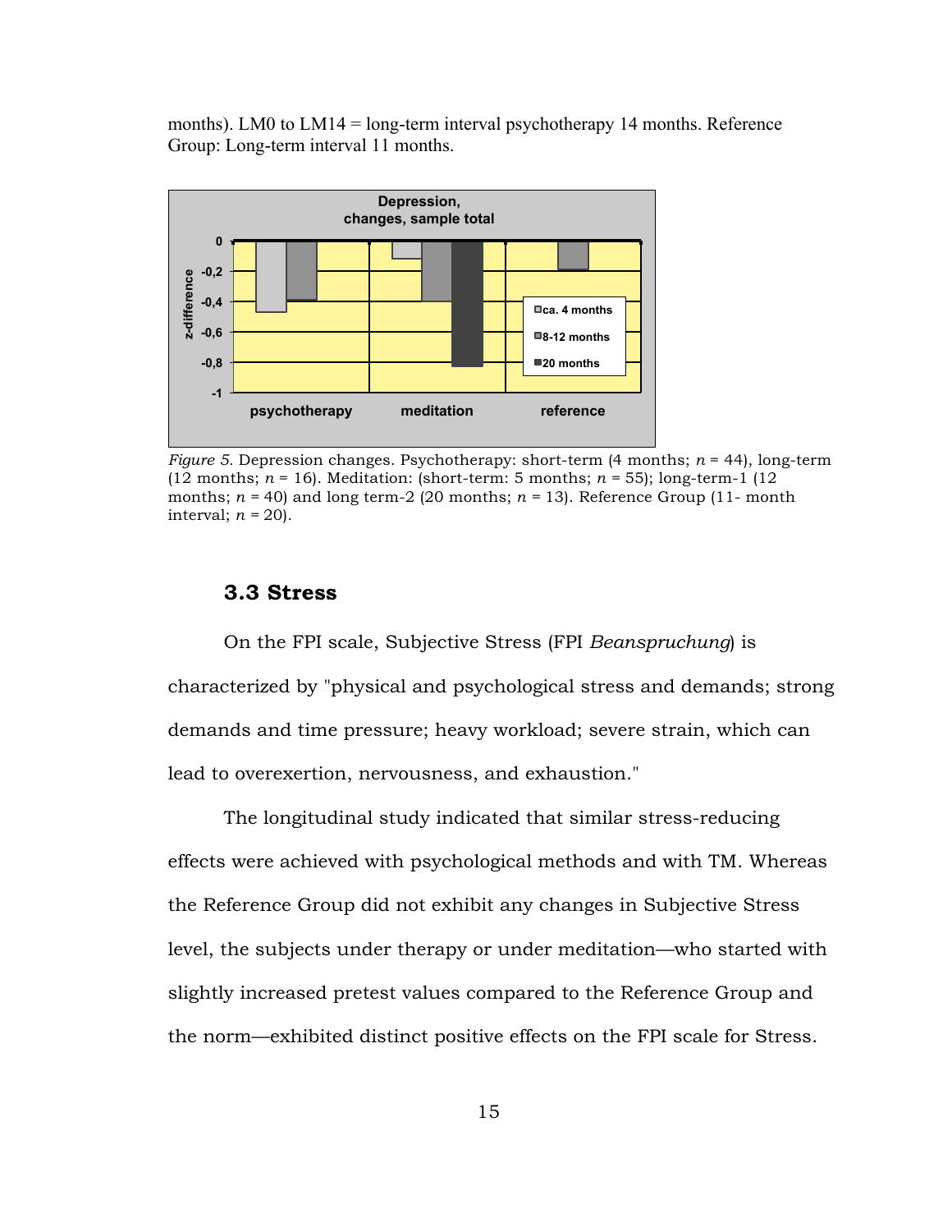months). LM0 to LM14 = long-term interval psychotherapy 14 months. Reference Group: Long-term interval 11 months.

*Figure 5.* Depression changes. Psychotherapy: short-term (4 months; $n$ = 44), long-term (12 months; $n$ = 16). Meditation: (short-term: 5 months; $n$ = 55); long-term-1 (12 months; $n$ = 40) and long term-2 (20 months; $n$ = 13). Reference Group (11- month interval; $n$ = 20).

### 3.3 Stress

On the FPI scale, Subjective Stress (FPI *Beanspruchung*) is characterized by "physical and psychological stress and demands; strong demands and time pressure; heavy workload; severe strain, which can lead to overexertion, nervousness, and exhaustion."

The longitudinal study indicated that similar stress-reducing effects were achieved with psychological methods and with TM. Whereas the Reference Group did not exhibit any changes in Subjective Stress level, the subjects under therapy or under meditation—who started with slightly increased pretest values compared to the Reference Group and the norm—exhibited distinct positive effects on the FPI scale for Stress.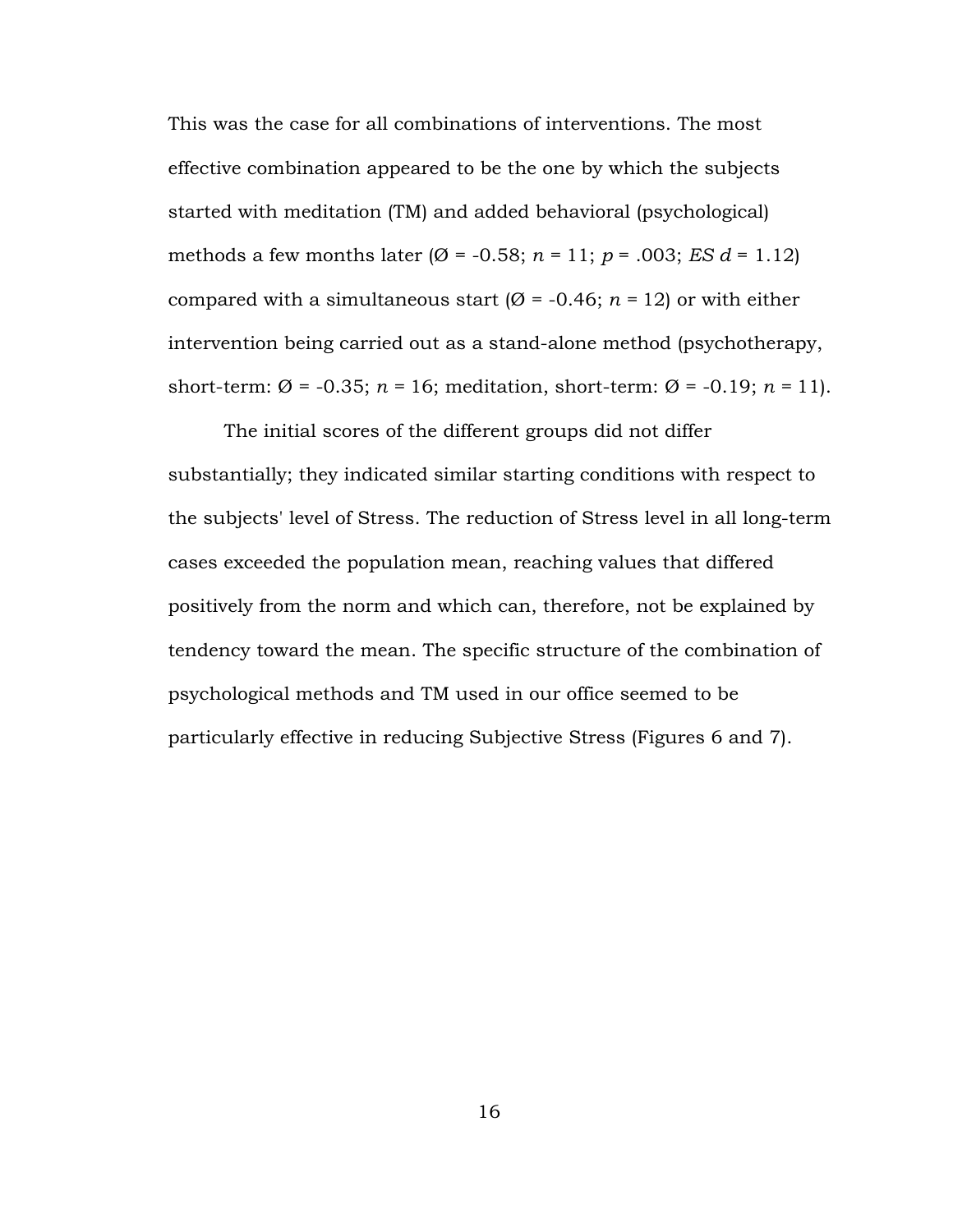This was the case for all combinations of interventions. The most effective combination appeared to be the one by which the subjects started with meditation (TM) and added behavioral (psychological) methods a few months later (Ø = -0.58; $n$ = 11; $p$ = .003; *ES* $d$ = 1.12) compared with a simultaneous start (Ø = -0.46; $n$ = 12) or with either intervention being carried out as a stand-alone method (psychotherapy, short-term: Ø = -0.35; $n$ = 16; meditation, short-term: Ø = -0.19; $n$ = 11).

The initial scores of the different groups did not differ substantially; they indicated similar starting conditions with respect to the subjects' level of Stress. The reduction of Stress level in all long-term cases exceeded the population mean, reaching values that differed positively from the norm and which can, therefore, not be explained by tendency toward the mean. The specific structure of the combination of psychological methods and TM used in our office seemed to be particularly effective in reducing Subjective Stress (Figures 6 and 7).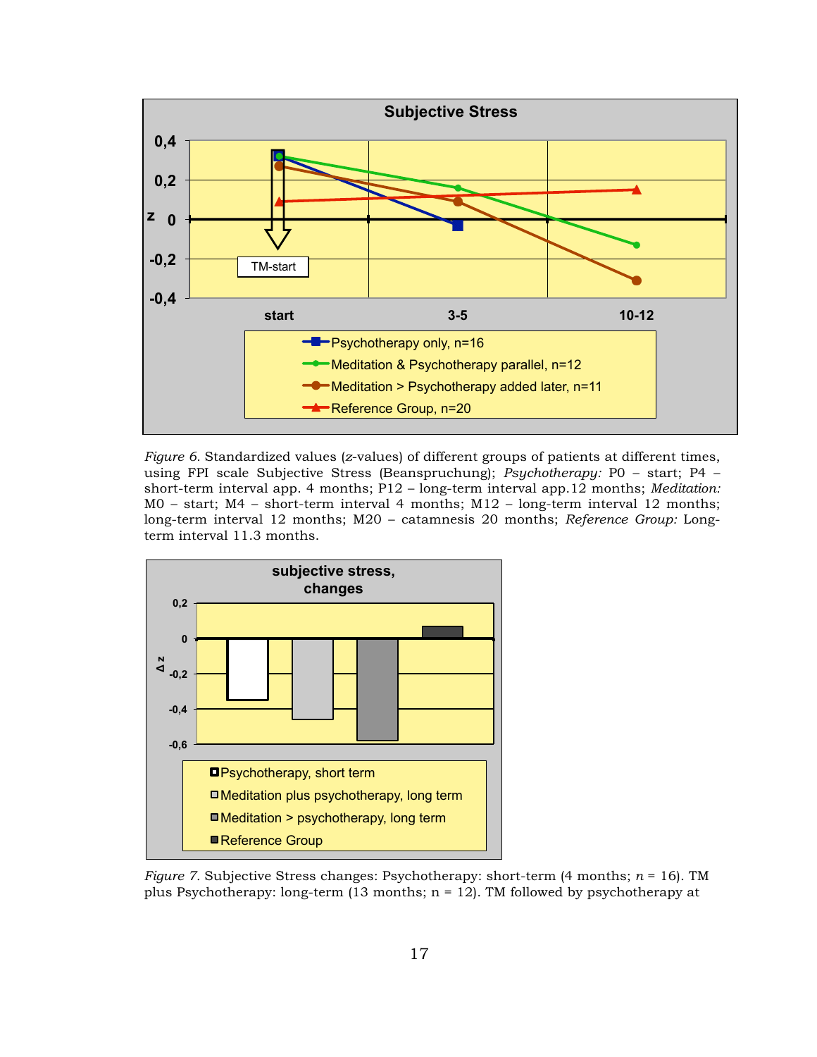*Figure 6.* Standardized values (*z*-values) of different groups of patients at different times, using FPI scale Subjective Stress (Beanspruchung); *Psychotherapy:* P0 – start; P4 – short-term interval app. 4 months; P12 – long-term interval app.12 months; *Meditation:* M0 – start; M4 – short-term interval 4 months; M12 – long-term interval 12 months; long-term interval 12 months; M20 – catamnesis 20 months; *Reference Group:* Long-term interval 11.3 months.

*Figure 7.* Subjective Stress changes: Psychotherapy: short-term (4 months; $n$ = 16). TM plus Psychotherapy: long-term (13 months; n = 12). TM followed by psychotherapy at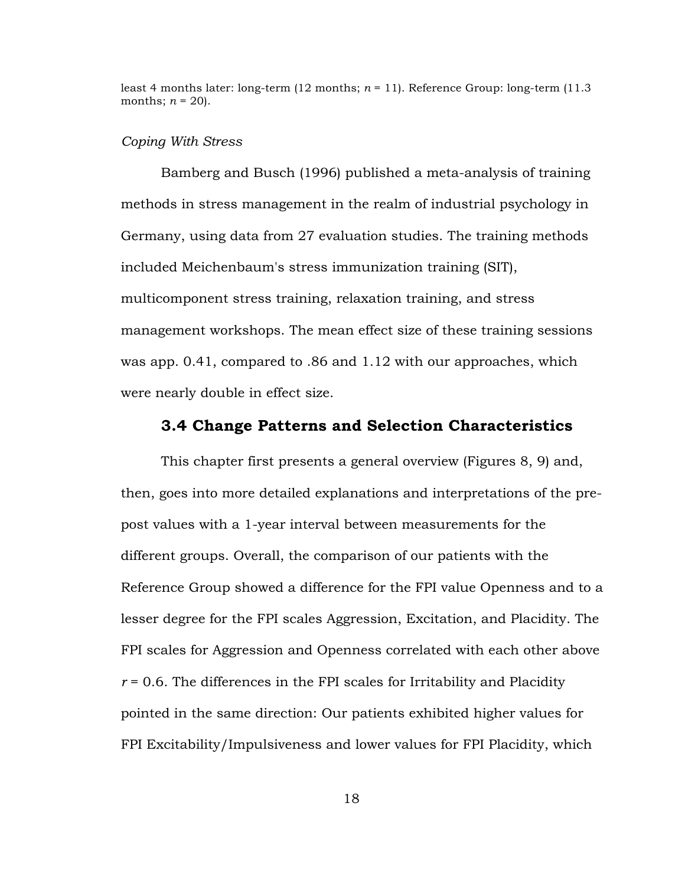least 4 months later: long-term (12 months; $n = 11$). Reference Group: long-term (11.3 months; $n = 20$).

*Coping With Stress*

Bamberg and Busch (1996) published a meta-analysis of training methods in stress management in the realm of industrial psychology in Germany, using data from 27 evaluation studies. The training methods included Meichenbaum's stress immunization training (SIT), multicomponent stress training, relaxation training, and stress management workshops. The mean effect size of these training sessions was app. 0.41, compared to .86 and 1.12 with our approaches, which were nearly double in effect size.

### 3.4 Change Patterns and Selection Characteristics

This chapter first presents a general overview (Figures 8, 9) and, then, goes into more detailed explanations and interpretations of the pre-post values with a 1-year interval between measurements for the different groups. Overall, the comparison of our patients with the Reference Group showed a difference for the FPI value Openness and to a lesser degree for the FPI scales Aggression, Excitation, and Placidity. The FPI scales for Aggression and Openness correlated with each other above $r = 0.6$. The differences in the FPI scales for Irritability and Placidity pointed in the same direction: Our patients exhibited higher values for FPI Excitability/Impulsiveness and lower values for FPI Placidity, which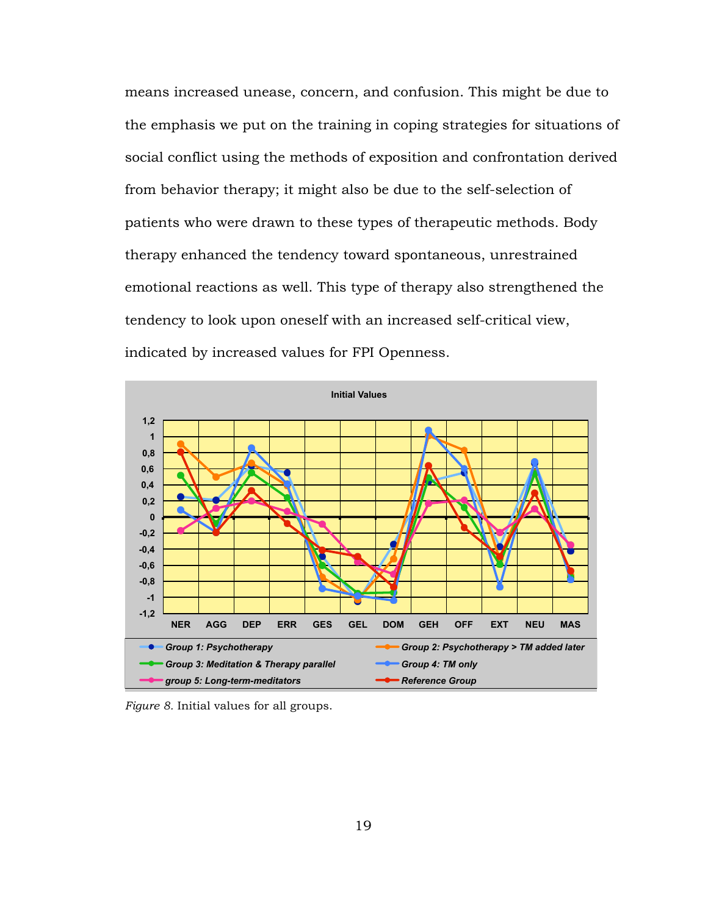means increased unease, concern, and confusion. This might be due to the emphasis we put on the training in coping strategies for situations of social conflict using the methods of exposition and confrontation derived from behavior therapy; it might also be due to the self-selection of patients who were drawn to these types of therapeutic methods. Body therapy enhanced the tendency toward spontaneous, unrestrained emotional reactions as well. This type of therapy also strengthened the tendency to look upon oneself with an increased self-critical view, indicated by increased values for FPI Openness.

*Figure 8.* Initial values for all groups.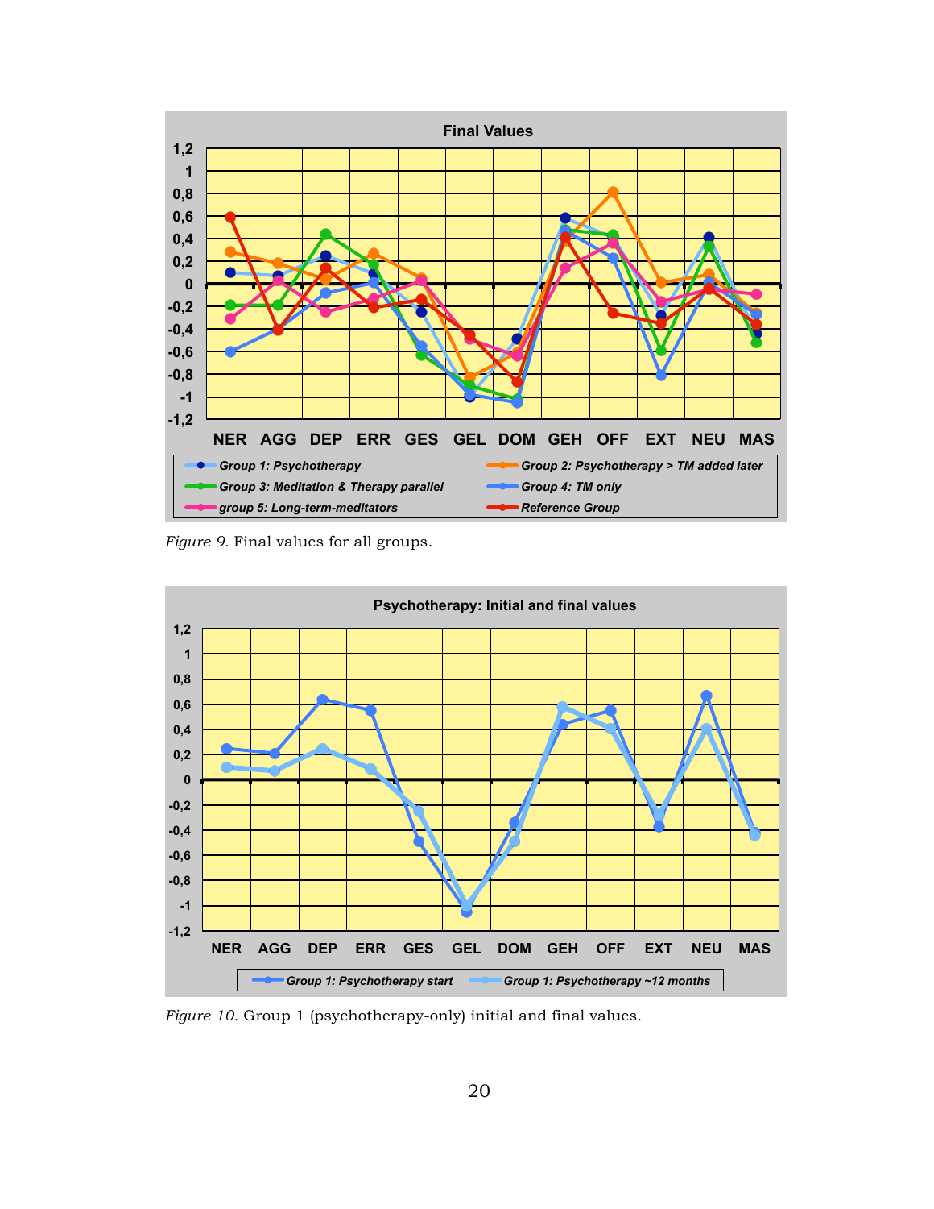*Figure 9.* Final values for all groups.

*Figure 10.* Group 1 (psychotherapy-only) initial and final values.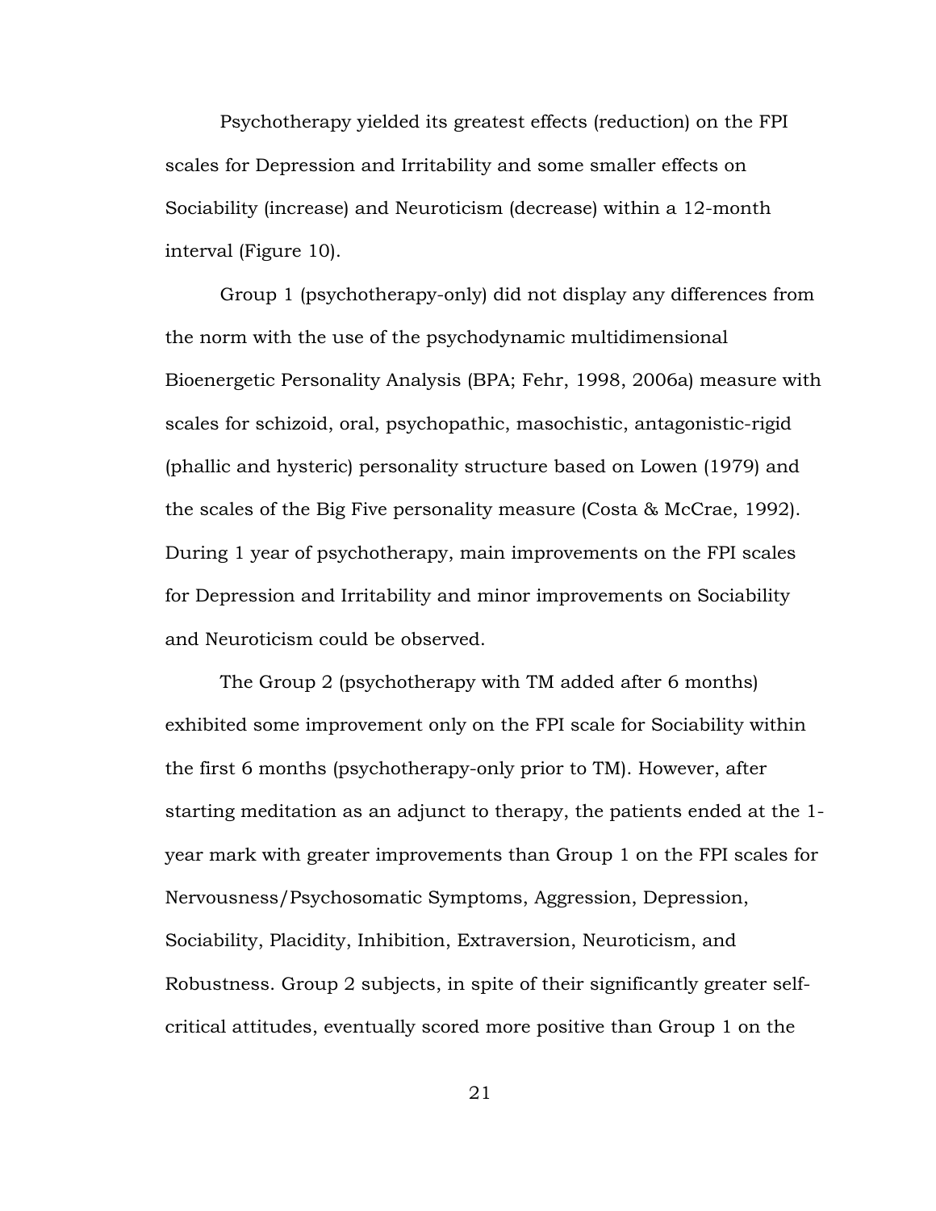Psychotherapy yielded its greatest effects (reduction) on the FPI scales for Depression and Irritability and some smaller effects on Sociability (increase) and Neuroticism (decrease) within a 12-month interval (Figure 10).

Group 1 (psychotherapy-only) did not display any differences from the norm with the use of the psychodynamic multidimensional Bioenergetic Personality Analysis (BPA; Fehr, 1998, 2006a) measure with scales for schizoid, oral, psychopathic, masochistic, antagonistic-rigid (phallic and hysteric) personality structure based on Lowen (1979) and the scales of the Big Five personality measure (Costa & McCrae, 1992). During 1 year of psychotherapy, main improvements on the FPI scales for Depression and Irritability and minor improvements on Sociability and Neuroticism could be observed.

The Group 2 (psychotherapy with TM added after 6 months) exhibited some improvement only on the FPI scale for Sociability within the first 6 months (psychotherapy-only prior to TM). However, after starting meditation as an adjunct to therapy, the patients ended at the 1-year mark with greater improvements than Group 1 on the FPI scales for Nervousness/Psychosomatic Symptoms, Aggression, Depression, Sociability, Placidity, Inhibition, Extraversion, Neuroticism, and Robustness. Group 2 subjects, in spite of their significantly greater self-critical attitudes, eventually scored more positive than Group 1 on the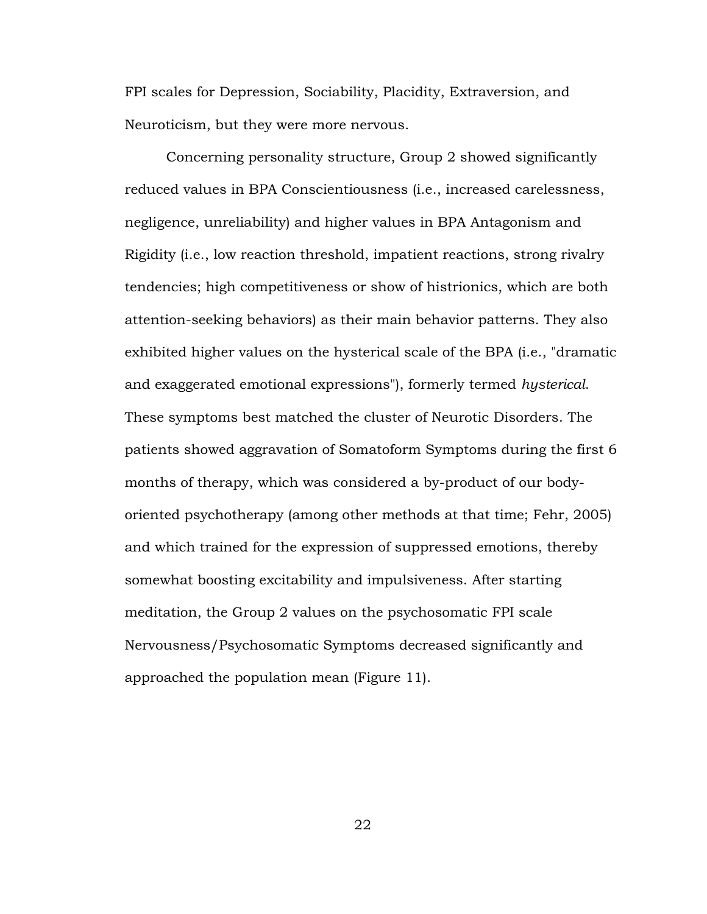FPI scales for Depression, Sociability, Placidity, Extraversion, and Neuroticism, but they were more nervous.

Concerning personality structure, Group 2 showed significantly reduced values in BPA Conscientiousness (i.e., increased carelessness, negligence, unreliability) and higher values in BPA Antagonism and Rigidity (i.e., low reaction threshold, impatient reactions, strong rivalry tendencies; high competitiveness or show of histrionics, which are both attention-seeking behaviors) as their main behavior patterns. They also exhibited higher values on the hysterical scale of the BPA (i.e., "dramatic and exaggerated emotional expressions"), formerly termed *hysterical*. These symptoms best matched the cluster of Neurotic Disorders. The patients showed aggravation of Somatoform Symptoms during the first 6 months of therapy, which was considered a by-product of our body-oriented psychotherapy (among other methods at that time; Fehr, 2005) and which trained for the expression of suppressed emotions, thereby somewhat boosting excitability and impulsiveness. After starting meditation, the Group 2 values on the psychosomatic FPI scale Nervousness/Psychosomatic Symptoms decreased significantly and approached the population mean (Figure 11).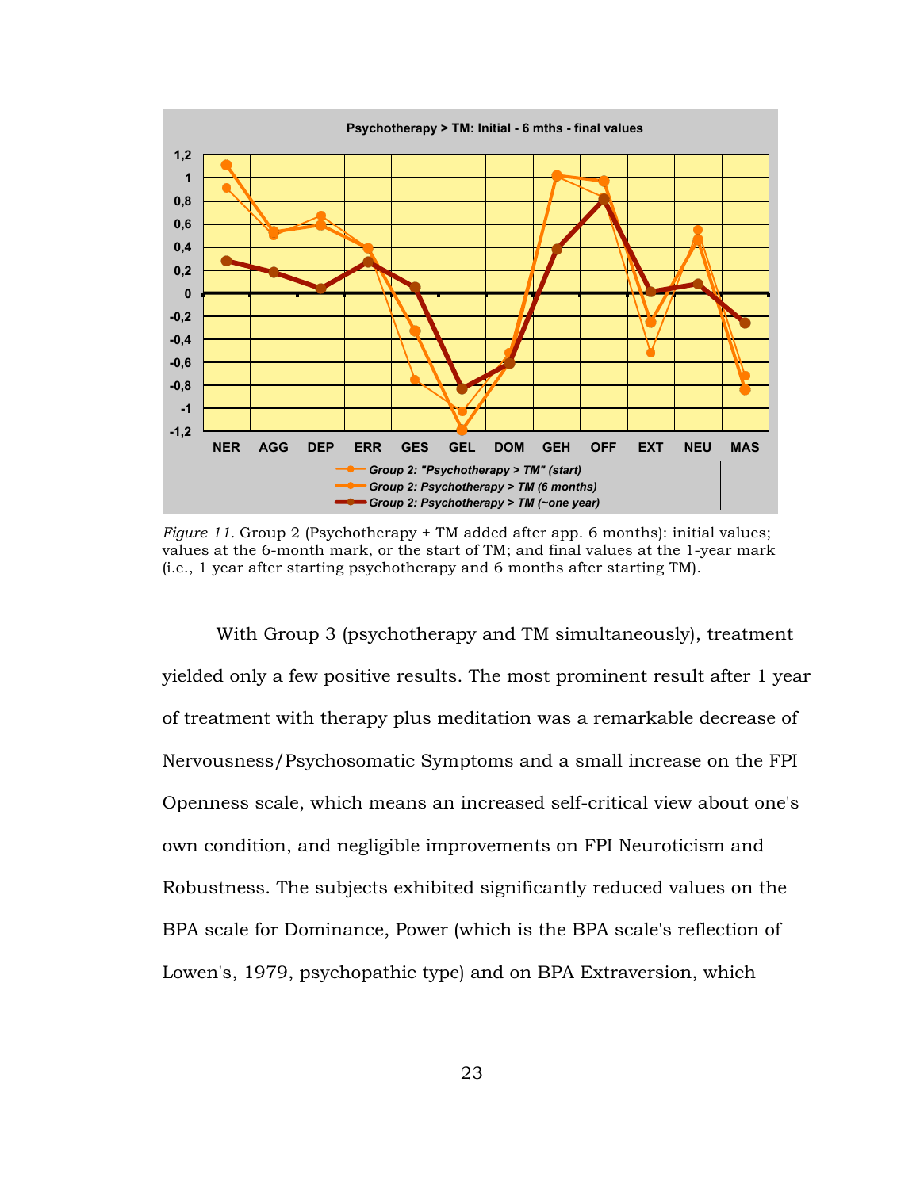*Figure 11.* Group 2 (Psychotherapy + TM added after app. 6 months): initial values; values at the 6-month mark, or the start of TM; and final values at the 1-year mark (i.e., 1 year after starting psychotherapy and 6 months after starting TM).

With Group 3 (psychotherapy and TM simultaneously), treatment yielded only a few positive results. The most prominent result after 1 year of treatment with therapy plus meditation was a remarkable decrease of Nervousness/Psychosomatic Symptoms and a small increase on the FPI Openness scale, which means an increased self-critical view about one's own condition, and negligible improvements on FPI Neuroticism and Robustness. The subjects exhibited significantly reduced values on the BPA scale for Dominance, Power (which is the BPA scale's reflection of Lowen's, 1979, psychopathic type) and on BPA Extraversion, which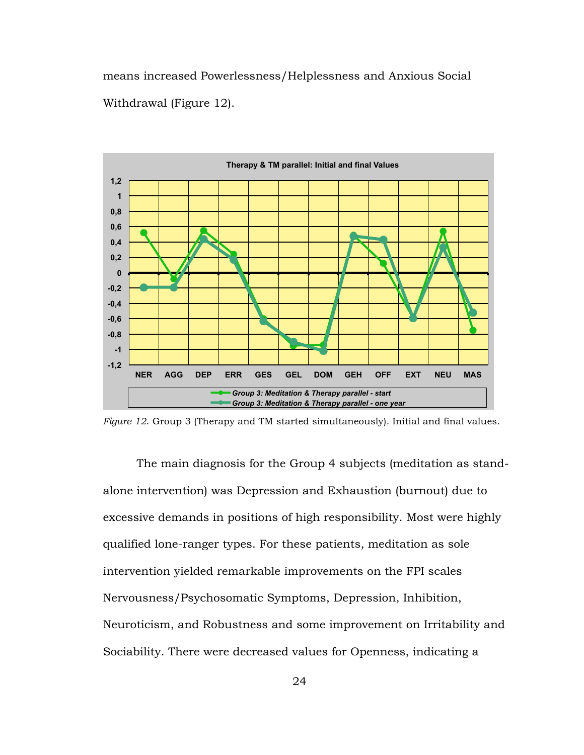means increased Powerlessness/Helplessness and Anxious Social Withdrawal (Figure 12).

*Figure 12*. Group 3 (Therapy and TM started simultaneously). Initial and final values.

The main diagnosis for the Group 4 subjects (meditation as stand-alone intervention) was Depression and Exhaustion (burnout) due to excessive demands in positions of high responsibility. Most were highly qualified lone-ranger types. For these patients, meditation as sole intervention yielded remarkable improvements on the FPI scales Nervousness/Psychosomatic Symptoms, Depression, Inhibition, Neuroticism, and Robustness and some improvement on Irritability and Sociability. There were decreased values for Openness, indicating a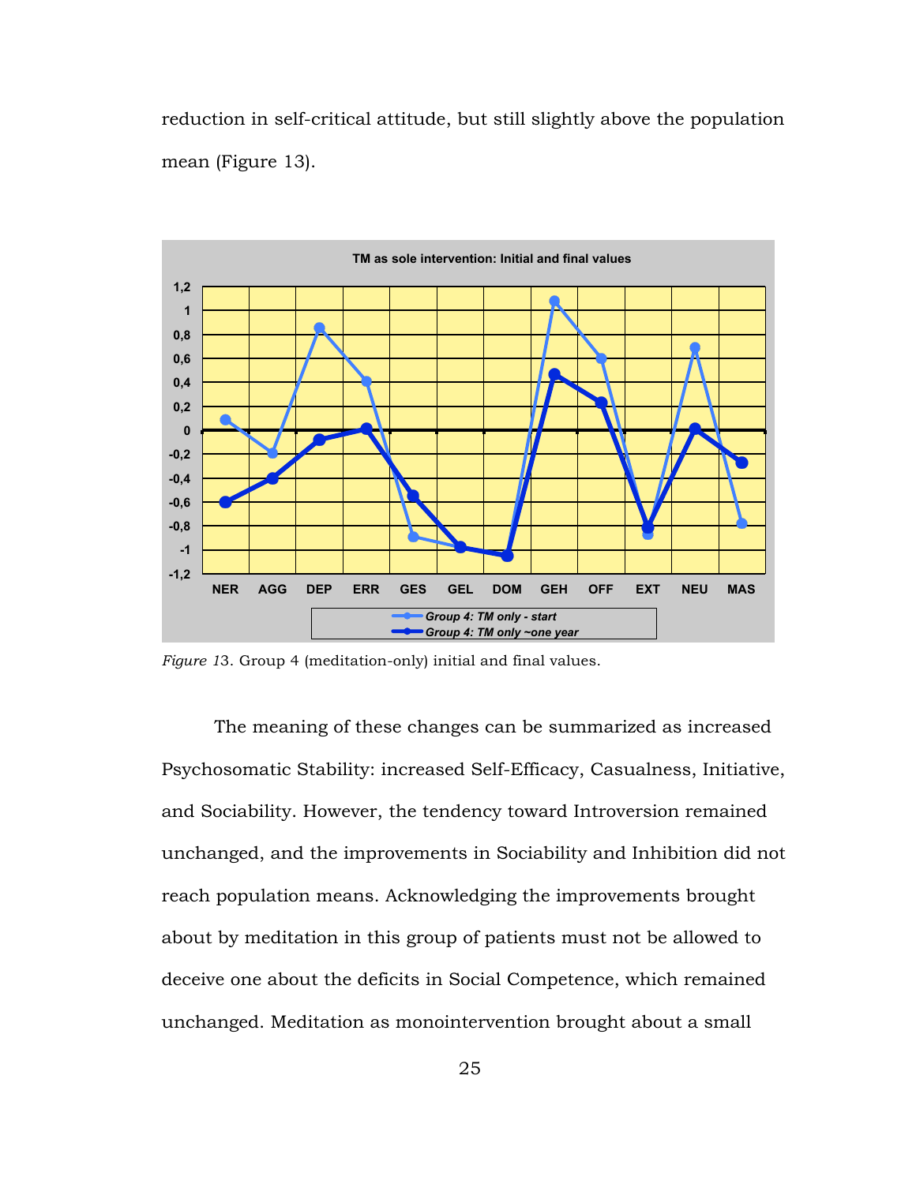reduction in self-critical attitude, but still slightly above the population mean (Figure 13).

*Figure 13*. Group 4 (meditation-only) initial and final values.

The meaning of these changes can be summarized as increased Psychosomatic Stability: increased Self-Efficacy, Casualness, Initiative, and Sociability. However, the tendency toward Introversion remained unchanged, and the improvements in Sociability and Inhibition did not reach population means. Acknowledging the improvements brought about by meditation in this group of patients must not be allowed to deceive one about the deficits in Social Competence, which remained unchanged. Meditation as monointervention brought about a small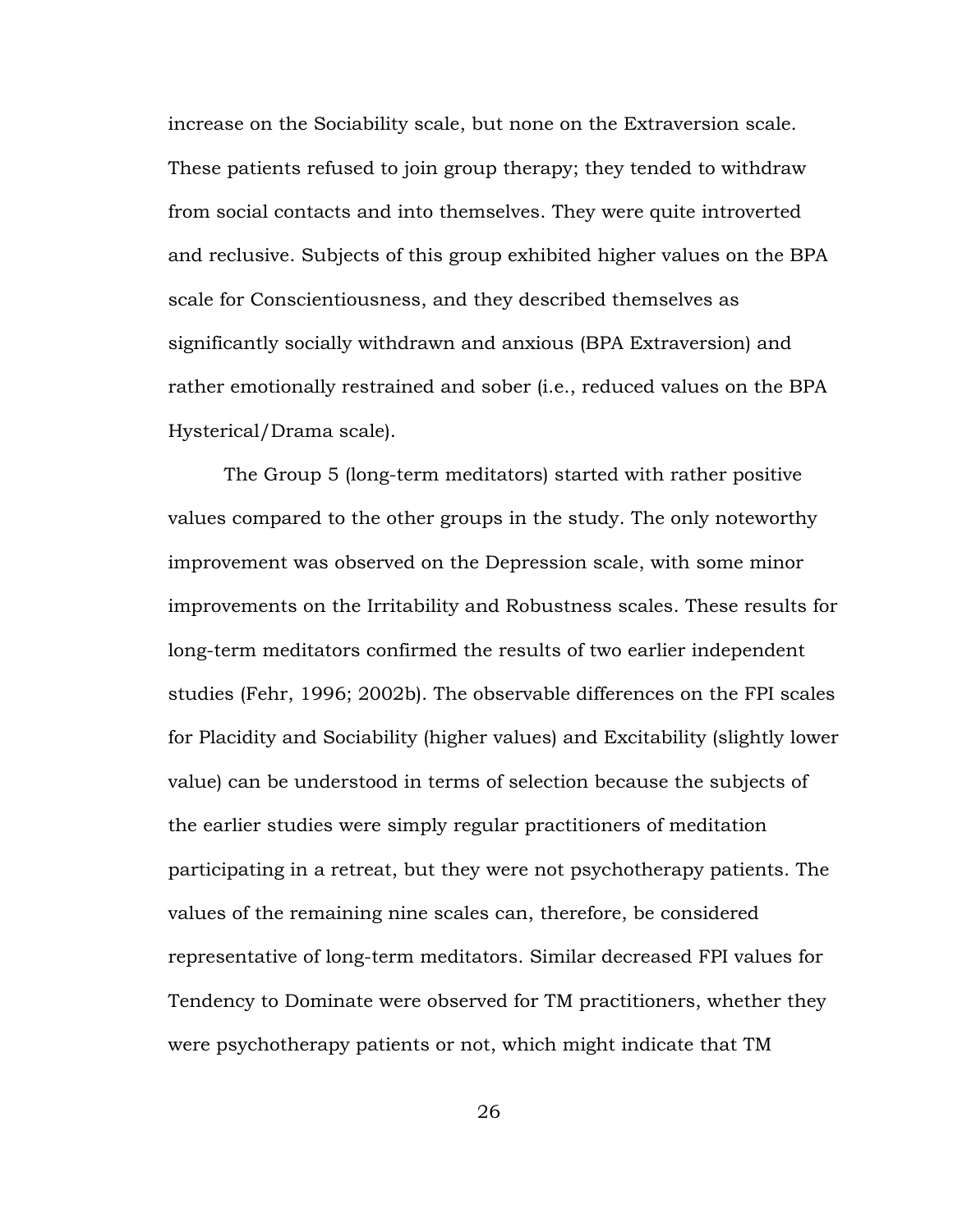increase on the Sociability scale, but none on the Extraversion scale. These patients refused to join group therapy; they tended to withdraw from social contacts and into themselves. They were quite introverted and reclusive. Subjects of this group exhibited higher values on the BPA scale for Conscientiousness, and they described themselves as significantly socially withdrawn and anxious (BPA Extraversion) and rather emotionally restrained and sober (i.e., reduced values on the BPA Hysterical/Drama scale).

The Group 5 (long-term meditators) started with rather positive values compared to the other groups in the study. The only noteworthy improvement was observed on the Depression scale, with some minor improvements on the Irritability and Robustness scales. These results for long-term meditators confirmed the results of two earlier independent studies (Fehr, 1996; 2002b). The observable differences on the FPI scales for Placidity and Sociability (higher values) and Excitability (slightly lower value) can be understood in terms of selection because the subjects of the earlier studies were simply regular practitioners of meditation participating in a retreat, but they were not psychotherapy patients. The values of the remaining nine scales can, therefore, be considered representative of long-term meditators. Similar decreased FPI values for Tendency to Dominate were observed for TM practitioners, whether they were psychotherapy patients or not, which might indicate that TM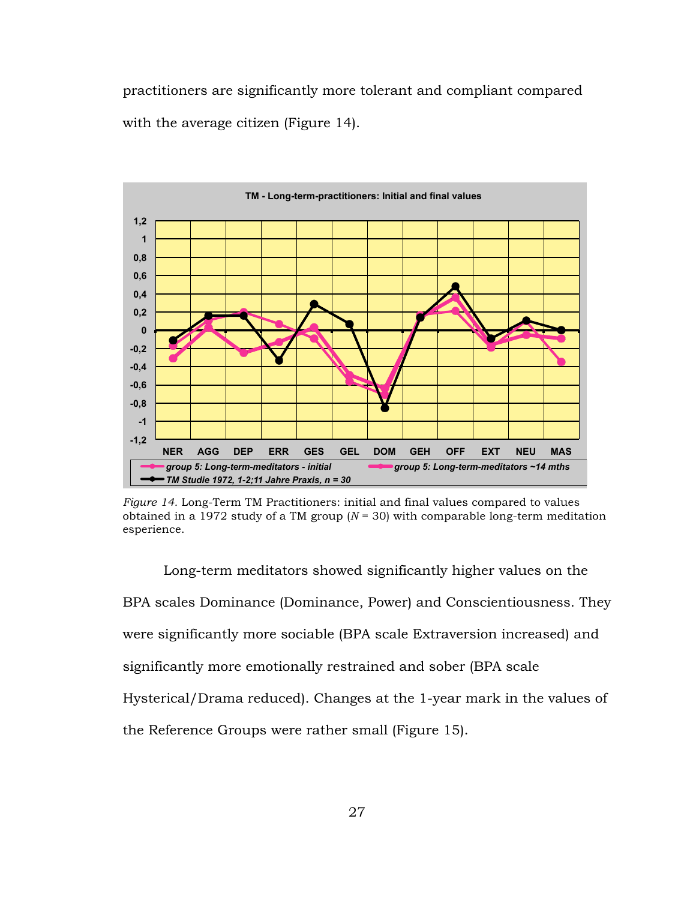practitioners are significantly more tolerant and compliant compared with the average citizen (Figure 14).

*Figure 14.* Long-Term TM Practitioners: initial and final values compared to values obtained in a 1972 study of a TM group ($N$ = 30) with comparable long-term meditation esperience.

Long-term meditators showed significantly higher values on the BPA scales Dominance (Dominance, Power) and Conscientiousness. They were significantly more sociable (BPA scale Extraversion increased) and significantly more emotionally restrained and sober (BPA scale Hysterical/Drama reduced). Changes at the 1-year mark in the values of the Reference Groups were rather small (Figure 15).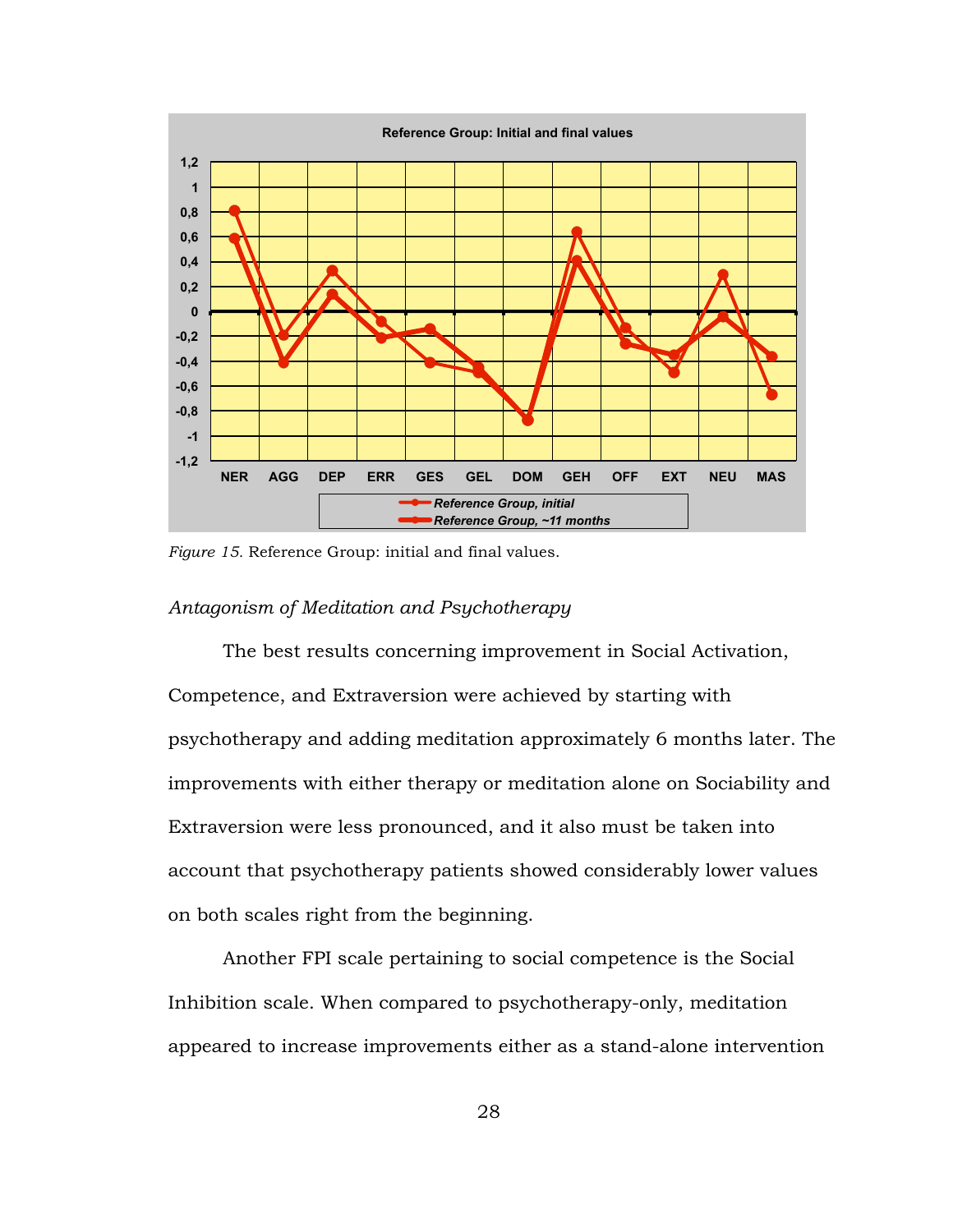*Figure 15.* Reference Group: initial and final values.

*Antagonism of Meditation and Psychotherapy*

The best results concerning improvement in Social Activation, Competence, and Extraversion were achieved by starting with psychotherapy and adding meditation approximately 6 months later. The improvements with either therapy or meditation alone on Sociability and Extraversion were less pronounced, and it also must be taken into account that psychotherapy patients showed considerably lower values on both scales right from the beginning.

Another FPI scale pertaining to social competence is the Social Inhibition scale. When compared to psychotherapy-only, meditation appeared to increase improvements either as a stand-alone intervention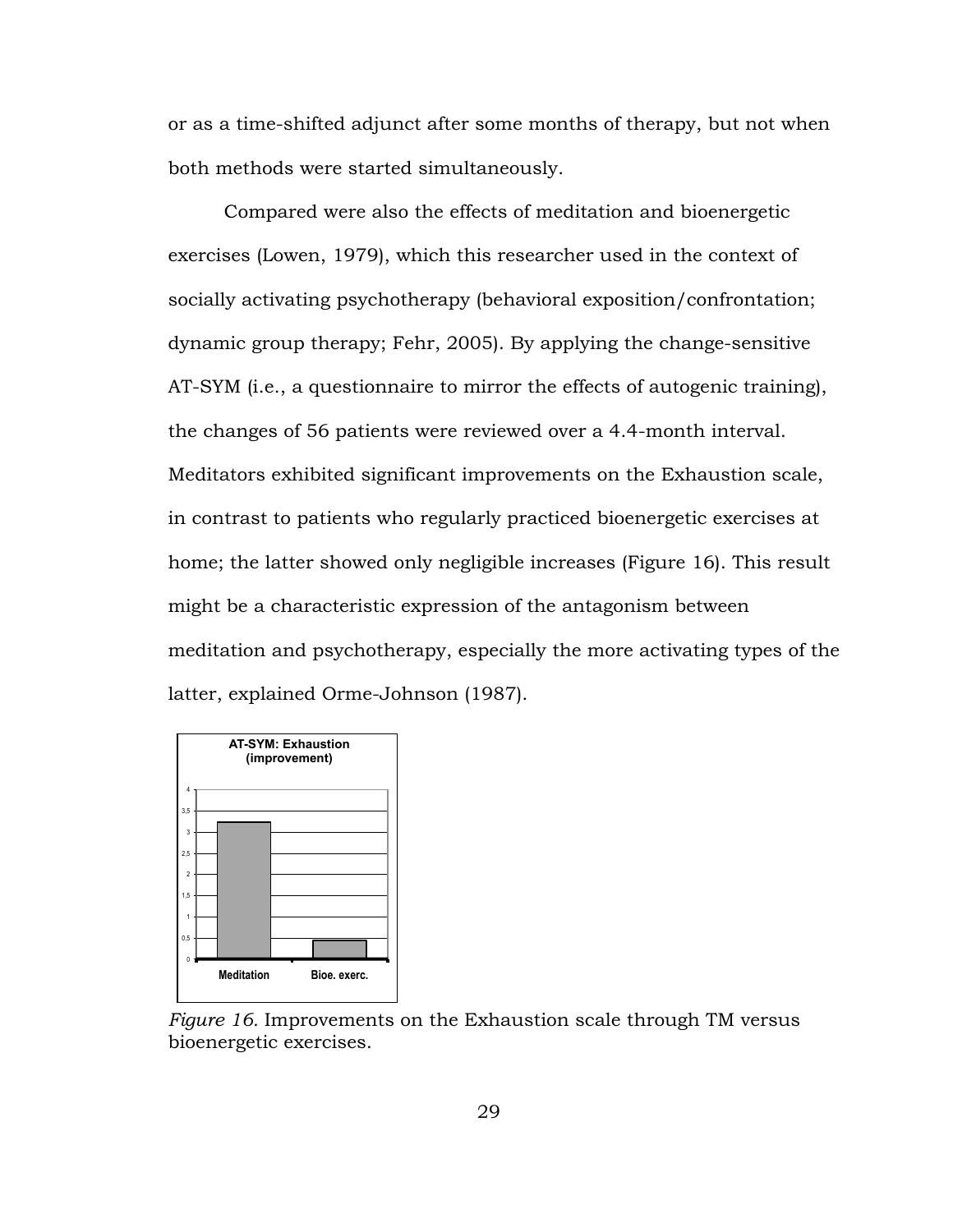or as a time-shifted adjunct after some months of therapy, but not when both methods were started simultaneously.

Compared were also the effects of meditation and bioenergetic exercises (Lowen, 1979), which this researcher used in the context of socially activating psychotherapy (behavioral exposition/confrontation; dynamic group therapy; Fehr, 2005). By applying the change-sensitive AT-SYM (i.e., a questionnaire to mirror the effects of autogenic training), the changes of 56 patients were reviewed over a 4.4-month interval. Meditators exhibited significant improvements on the Exhaustion scale, in contrast to patients who regularly practiced bioenergetic exercises at home; the latter showed only negligible increases (Figure 16). This result might be a characteristic expression of the antagonism between meditation and psychotherapy, especially the more activating types of the latter, explained Orme-Johnson (1987).

*Figure 16.* Improvements on the Exhaustion scale through TM versus bioenergetic exercises.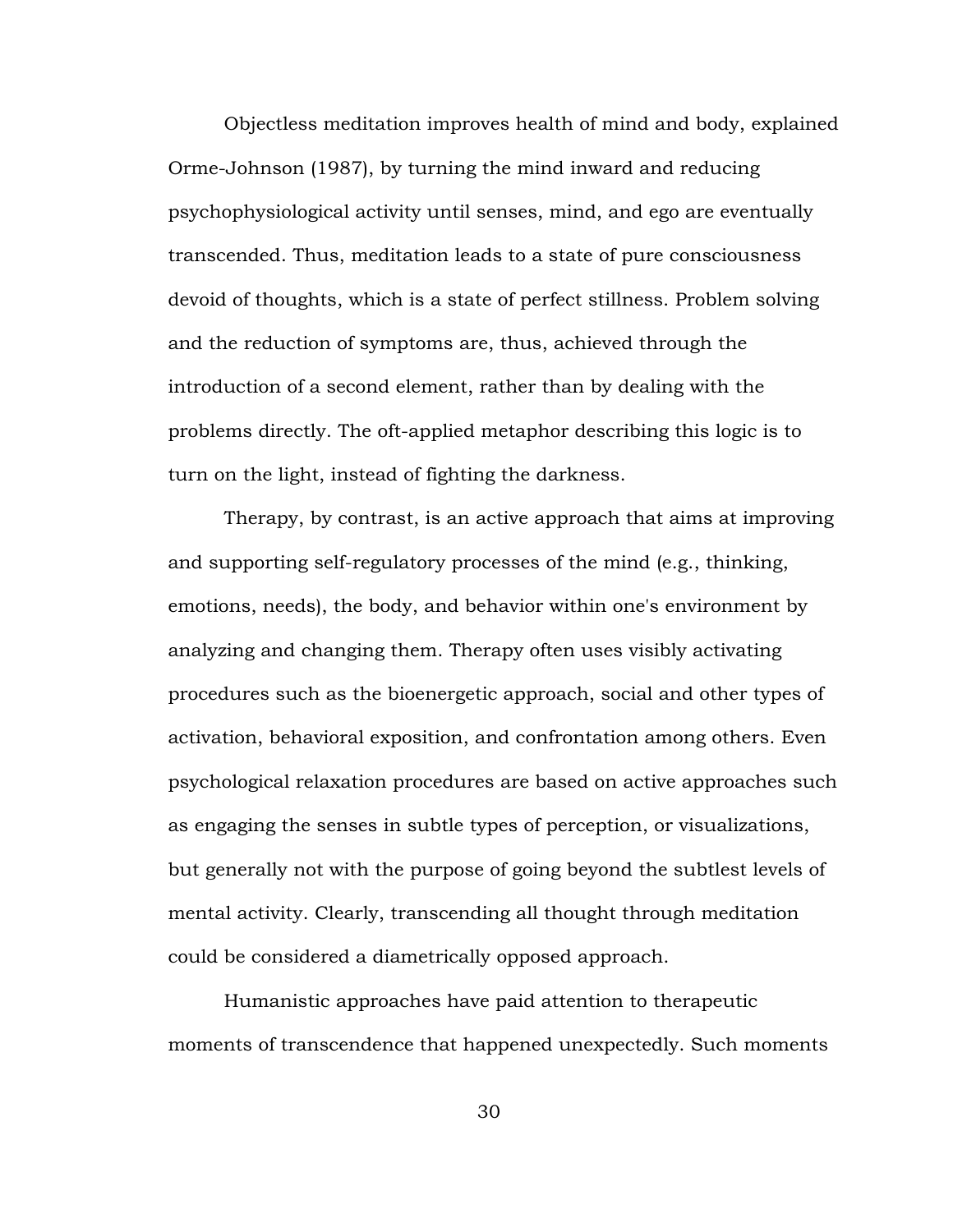Objectless meditation improves health of mind and body, explained Orme-Johnson (1987), by turning the mind inward and reducing psychophysiological activity until senses, mind, and ego are eventually transcended. Thus, meditation leads to a state of pure consciousness devoid of thoughts, which is a state of perfect stillness. Problem solving and the reduction of symptoms are, thus, achieved through the introduction of a second element, rather than by dealing with the problems directly. The oft-applied metaphor describing this logic is to turn on the light, instead of fighting the darkness.

Therapy, by contrast, is an active approach that aims at improving and supporting self-regulatory processes of the mind (e.g., thinking, emotions, needs), the body, and behavior within one's environment by analyzing and changing them. Therapy often uses visibly activating procedures such as the bioenergetic approach, social and other types of activation, behavioral exposition, and confrontation among others. Even psychological relaxation procedures are based on active approaches such as engaging the senses in subtle types of perception, or visualizations, but generally not with the purpose of going beyond the subtlest levels of mental activity. Clearly, transcending all thought through meditation could be considered a diametrically opposed approach.

Humanistic approaches have paid attention to therapeutic moments of transcendence that happened unexpectedly. Such moments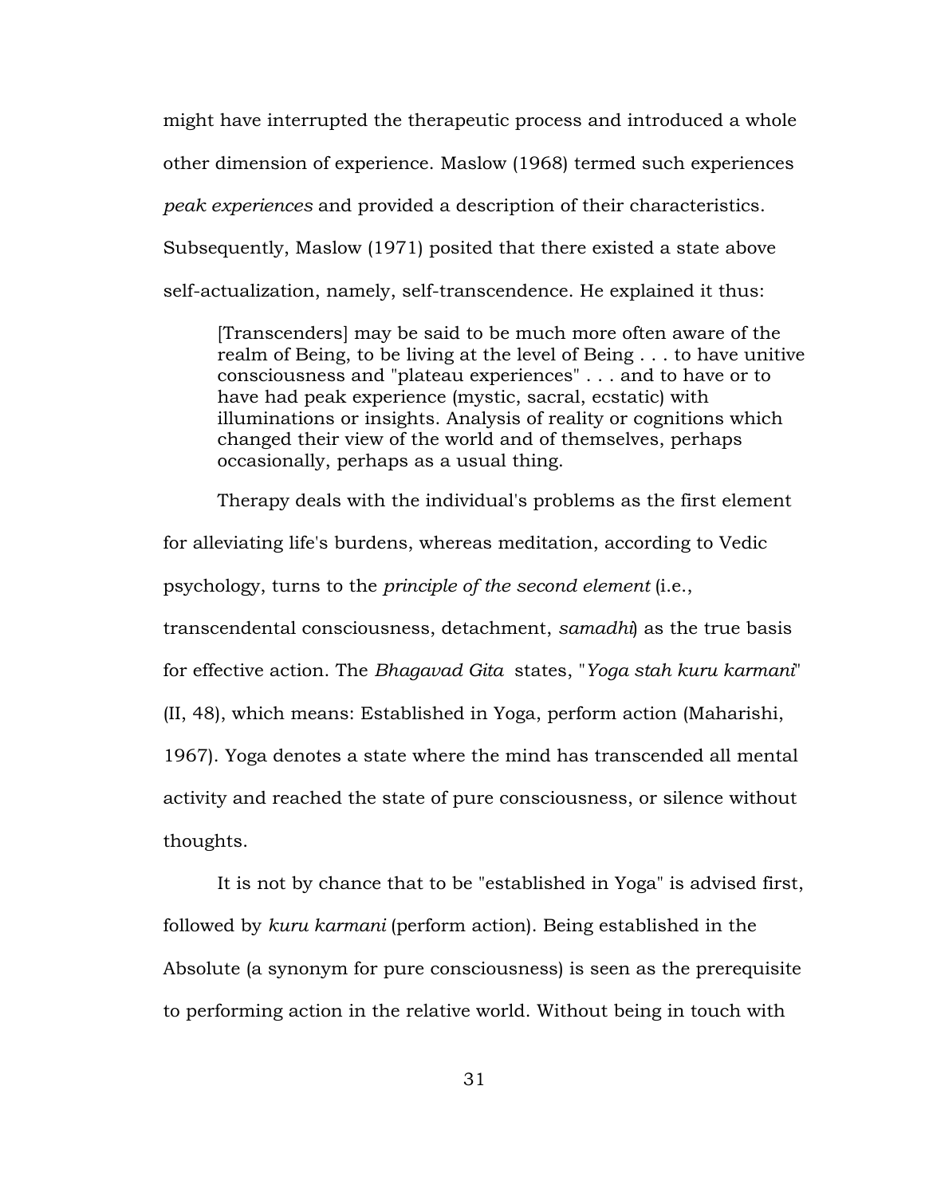might have interrupted the therapeutic process and introduced a whole other dimension of experience. Maslow (1968) termed such experiences *peak experiences* and provided a description of their characteristics. Subsequently, Maslow (1971) posited that there existed a state above self-actualization, namely, self-transcendence. He explained it thus:

> [Transcenders] may be said to be much more often aware of the realm of Being, to be living at the level of Being . . . to have unitive consciousness and "plateau experiences" . . . and to have or to have had peak experience (mystic, sacral, ecstatic) with illuminations or insights. Analysis of reality or cognitions which changed their view of the world and of themselves, perhaps occasionally, perhaps as a usual thing.

Therapy deals with the individual's problems as the first element for alleviating life's burdens, whereas meditation, according to Vedic psychology, turns to the *principle of the second element* (i.e., transcendental consciousness, detachment, *samadhi*) as the true basis for effective action. The *Bhagavad Gita* states, "*Yoga stah kuru karmani*" (II, 48), which means: Established in Yoga, perform action (Maharishi, 1967). Yoga denotes a state where the mind has transcended all mental activity and reached the state of pure consciousness, or silence without thoughts.

It is not by chance that to be "established in Yoga" is advised first, followed by *kuru karmani* (perform action). Being established in the Absolute (a synonym for pure consciousness) is seen as the prerequisite to performing action in the relative world. Without being in touch with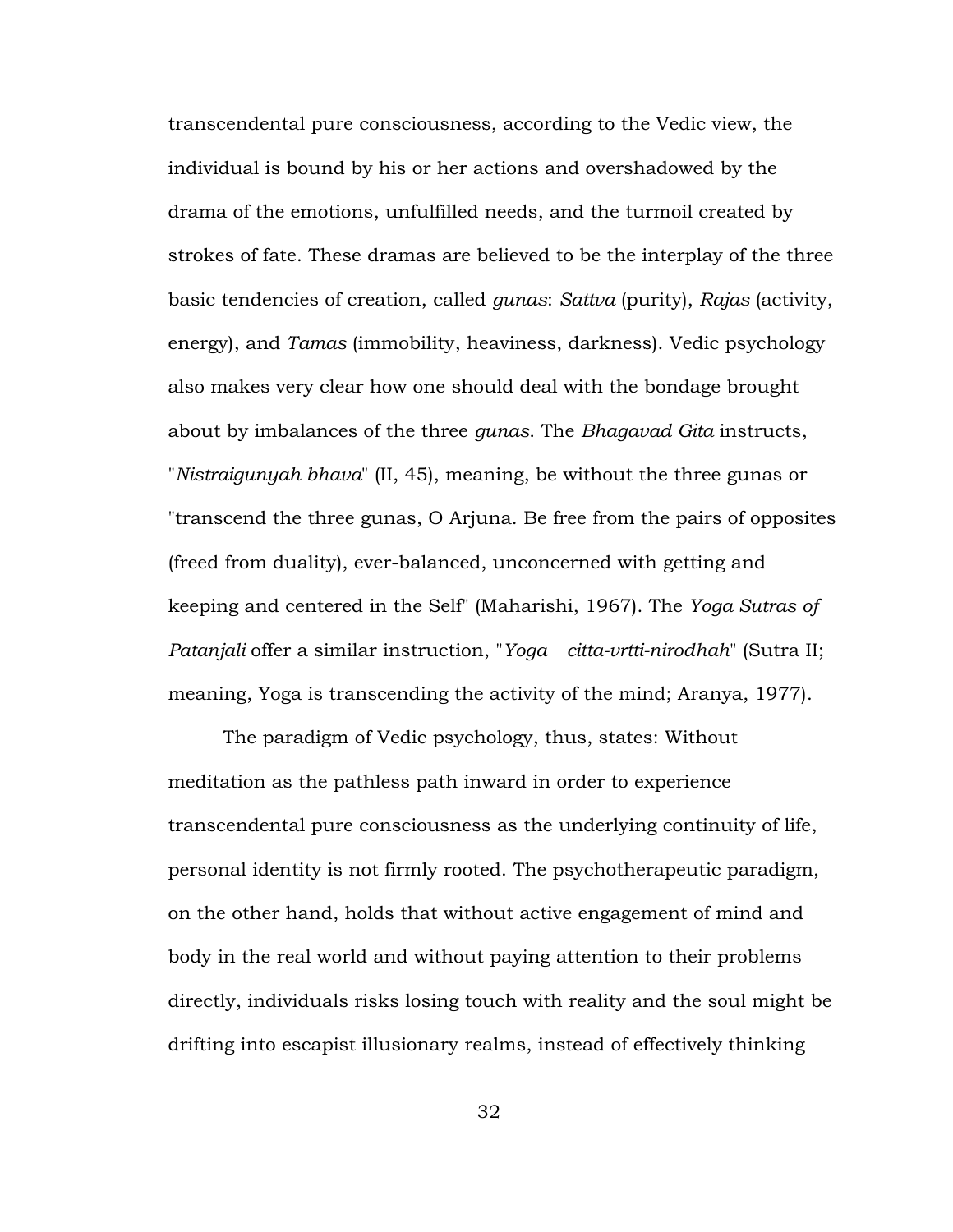transcendental pure consciousness, according to the Vedic view, the individual is bound by his or her actions and overshadowed by the drama of the emotions, unfulfilled needs, and the turmoil created by strokes of fate. These dramas are believed to be the interplay of the three basic tendencies of creation, called *gunas*: *Sattva* (purity), *Rajas* (activity, energy), and *Tamas* (immobility, heaviness, darkness). Vedic psychology also makes very clear how one should deal with the bondage brought about by imbalances of the three *gunas*. The *Bhagavad Gita* instructs, "*Nistraigunyah bhava*" (II, 45), meaning, be without the three gunas or "transcend the three gunas, O Arjuna. Be free from the pairs of opposites (freed from duality), ever-balanced, unconcerned with getting and keeping and centered in the Self" (Maharishi, 1967). The *Yoga Sutras of Patanjali* offer a similar instruction, "*Yoga citta-vrtti-nirodhah*" (Sutra II; meaning, Yoga is transcending the activity of the mind; Aranya, 1977).

The paradigm of Vedic psychology, thus, states: Without meditation as the pathless path inward in order to experience transcendental pure consciousness as the underlying continuity of life, personal identity is not firmly rooted. The psychotherapeutic paradigm, on the other hand, holds that without active engagement of mind and body in the real world and without paying attention to their problems directly, individuals risks losing touch with reality and the soul might be drifting into escapist illusionary realms, instead of effectively thinking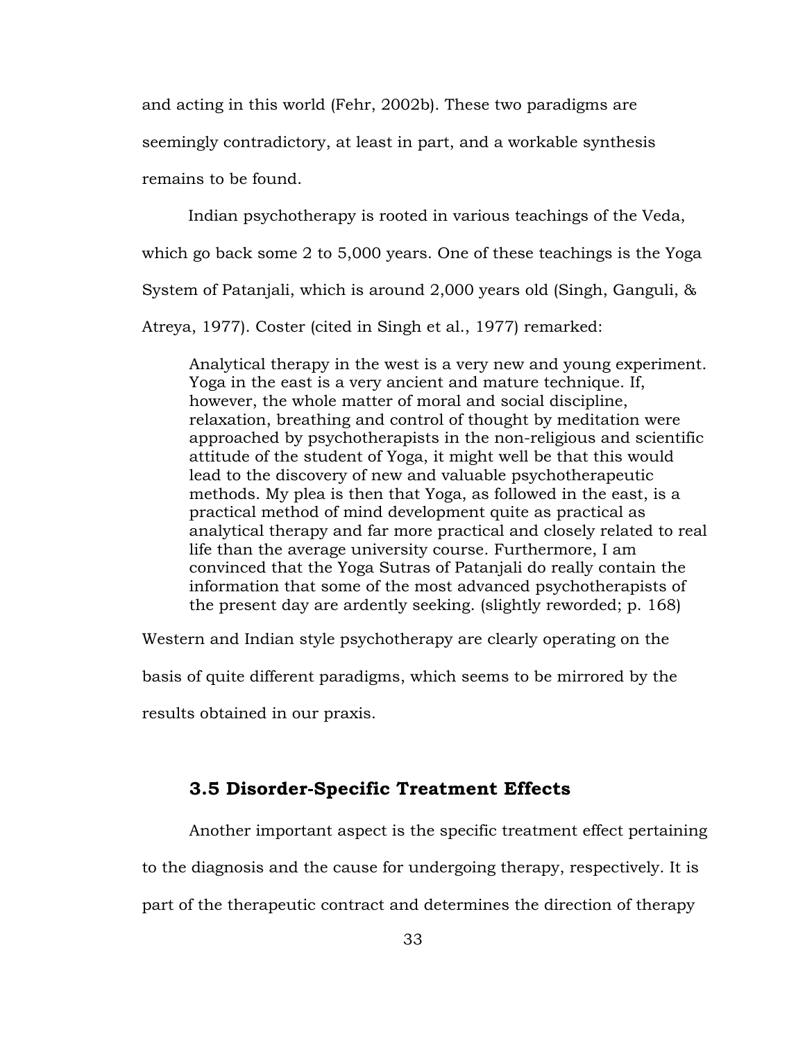and acting in this world (Fehr, 2002b). These two paradigms are seemingly contradictory, at least in part, and a workable synthesis remains to be found.

Indian psychotherapy is rooted in various teachings of the Veda, which go back some 2 to 5,000 years. One of these teachings is the Yoga System of Patanjali, which is around 2,000 years old (Singh, Ganguli, & Atreya, 1977). Coster (cited in Singh et al., 1977) remarked:

> Analytical therapy in the west is a very new and young experiment. Yoga in the east is a very ancient and mature technique. If, however, the whole matter of moral and social discipline, relaxation, breathing and control of thought by meditation were approached by psychotherapists in the non-religious and scientific attitude of the student of Yoga, it might well be that this would lead to the discovery of new and valuable psychotherapeutic methods. My plea is then that Yoga, as followed in the east, is a practical method of mind development quite as practical as analytical therapy and far more practical and closely related to real life than the average university course. Furthermore, I am convinced that the Yoga Sutras of Patanjali do really contain the information that some of the most advanced psychotherapists of the present day are ardently seeking. (slightly reworded; p. 168)

Western and Indian style psychotherapy are clearly operating on the basis of quite different paradigms, which seems to be mirrored by the results obtained in our praxis.

### 3.5 Disorder-Specific Treatment Effects

Another important aspect is the specific treatment effect pertaining to the diagnosis and the cause for undergoing therapy, respectively. It is part of the therapeutic contract and determines the direction of therapy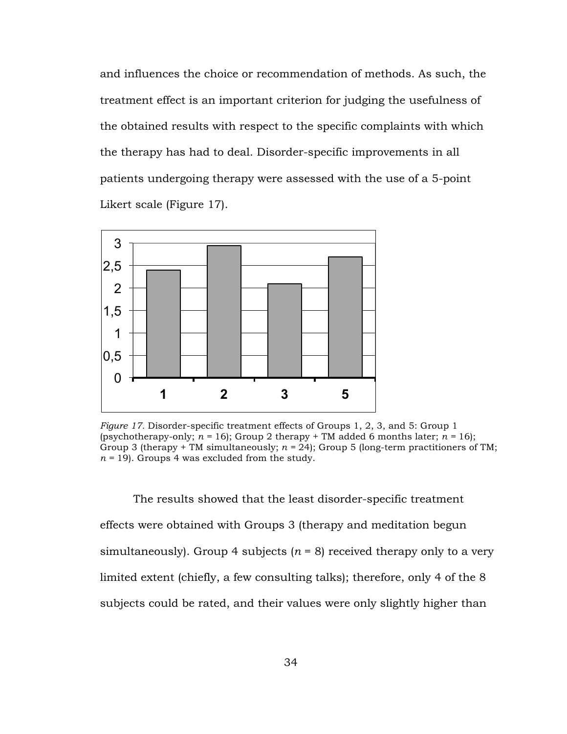and influences the choice or recommendation of methods. As such, the treatment effect is an important criterion for judging the usefulness of the obtained results with respect to the specific complaints with which the therapy has had to deal. Disorder-specific improvements in all patients undergoing therapy were assessed with the use of a 5-point Likert scale (Figure 17).

*Figure 17.* Disorder-specific treatment effects of Groups 1, 2, 3, and 5: Group 1 (psychotherapy-only; *n* = 16); Group 2 therapy + TM added 6 months later; *n* = 16); Group 3 (therapy + TM simultaneously; *n* = 24); Group 5 (long-term practitioners of TM; *n* = 19). Groups 4 was excluded from the study.

The results showed that the least disorder-specific treatment effects were obtained with Groups 3 (therapy and meditation begun simultaneously). Group 4 subjects (*n* = 8) received therapy only to a very limited extent (chiefly, a few consulting talks); therefore, only 4 of the 8 subjects could be rated, and their values were only slightly higher than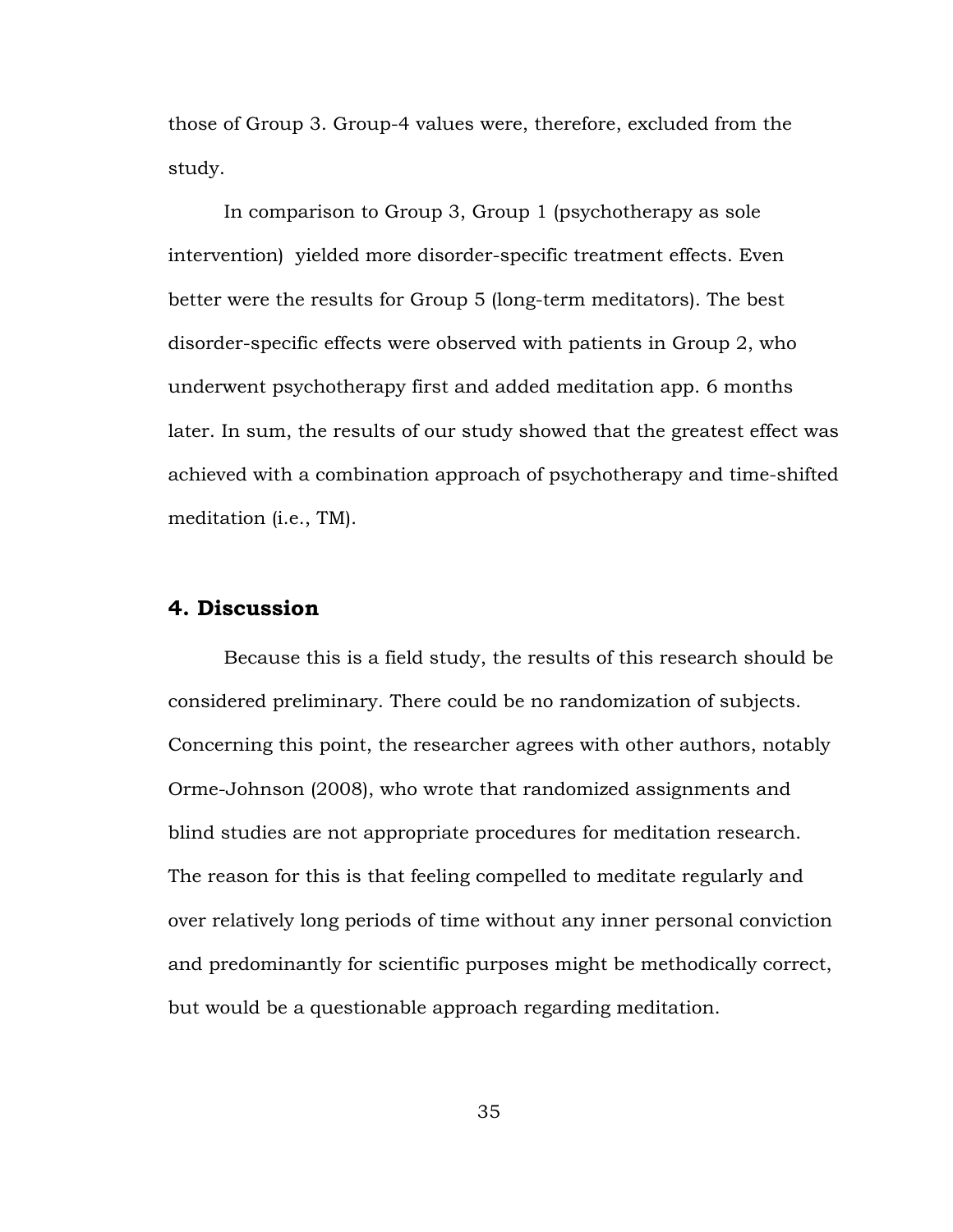those of Group 3. Group-4 values were, therefore, excluded from the study.

In comparison to Group 3, Group 1 (psychotherapy as sole intervention) yielded more disorder-specific treatment effects. Even better were the results for Group 5 (long-term meditators). The best disorder-specific effects were observed with patients in Group 2, who underwent psychotherapy first and added meditation app. 6 months later. In sum, the results of our study showed that the greatest effect was achieved with a combination approach of psychotherapy and time-shifted meditation (i.e., TM).

## 4. Discussion

Because this is a field study, the results of this research should be considered preliminary. There could be no randomization of subjects. Concerning this point, the researcher agrees with other authors, notably Orme-Johnson (2008), who wrote that randomized assignments and blind studies are not appropriate procedures for meditation research. The reason for this is that feeling compelled to meditate regularly and over relatively long periods of time without any inner personal conviction and predominantly for scientific purposes might be methodically correct, but would be a questionable approach regarding meditation.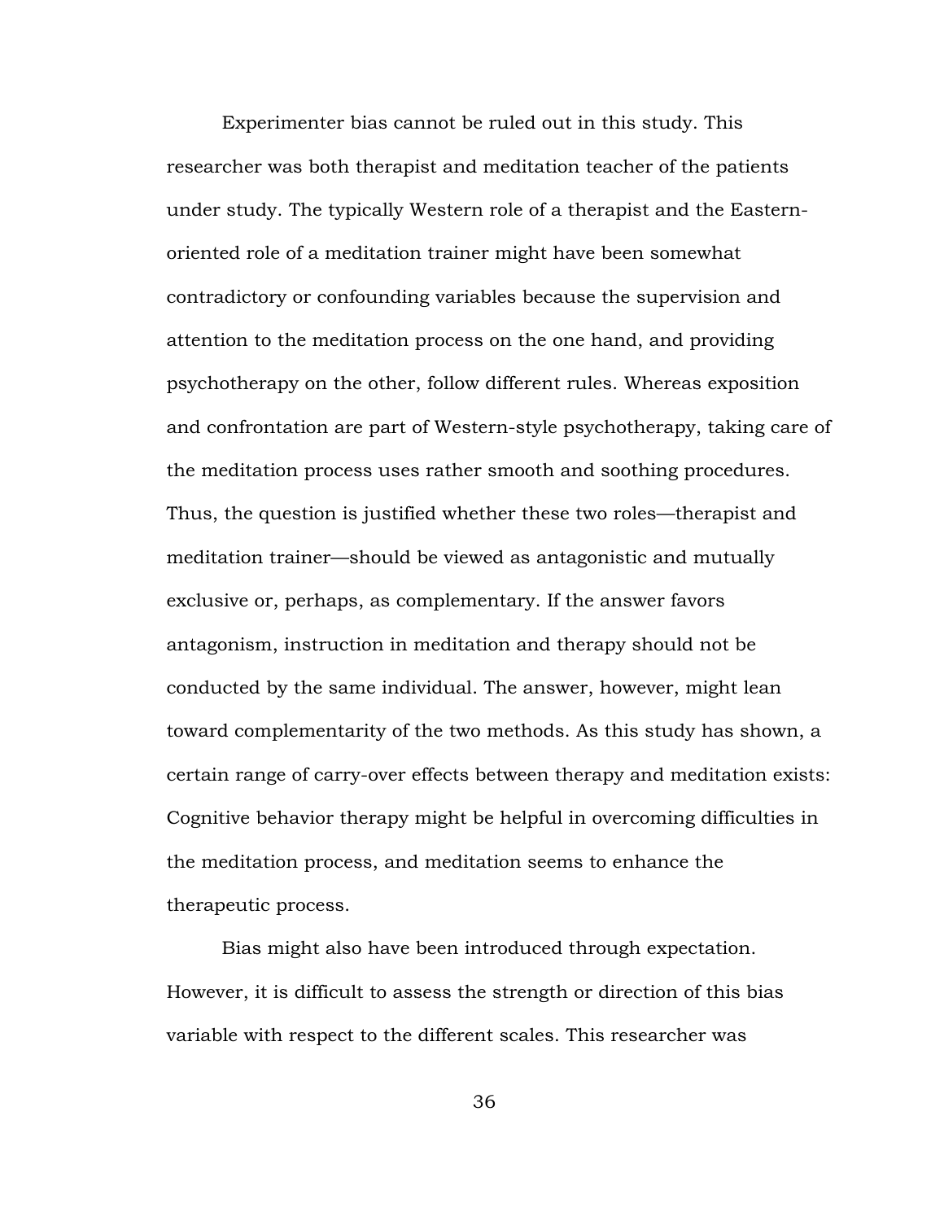Experimenter bias cannot be ruled out in this study. This researcher was both therapist and meditation teacher of the patients under study. The typically Western role of a therapist and the Eastern-oriented role of a meditation trainer might have been somewhat contradictory or confounding variables because the supervision and attention to the meditation process on the one hand, and providing psychotherapy on the other, follow different rules. Whereas exposition and confrontation are part of Western-style psychotherapy, taking care of the meditation process uses rather smooth and soothing procedures. Thus, the question is justified whether these two roles—therapist and meditation trainer—should be viewed as antagonistic and mutually exclusive or, perhaps, as complementary. If the answer favors antagonism, instruction in meditation and therapy should not be conducted by the same individual. The answer, however, might lean toward complementarity of the two methods. As this study has shown, a certain range of carry-over effects between therapy and meditation exists: Cognitive behavior therapy might be helpful in overcoming difficulties in the meditation process, and meditation seems to enhance the therapeutic process.

Bias might also have been introduced through expectation. However, it is difficult to assess the strength or direction of this bias variable with respect to the different scales. This researcher was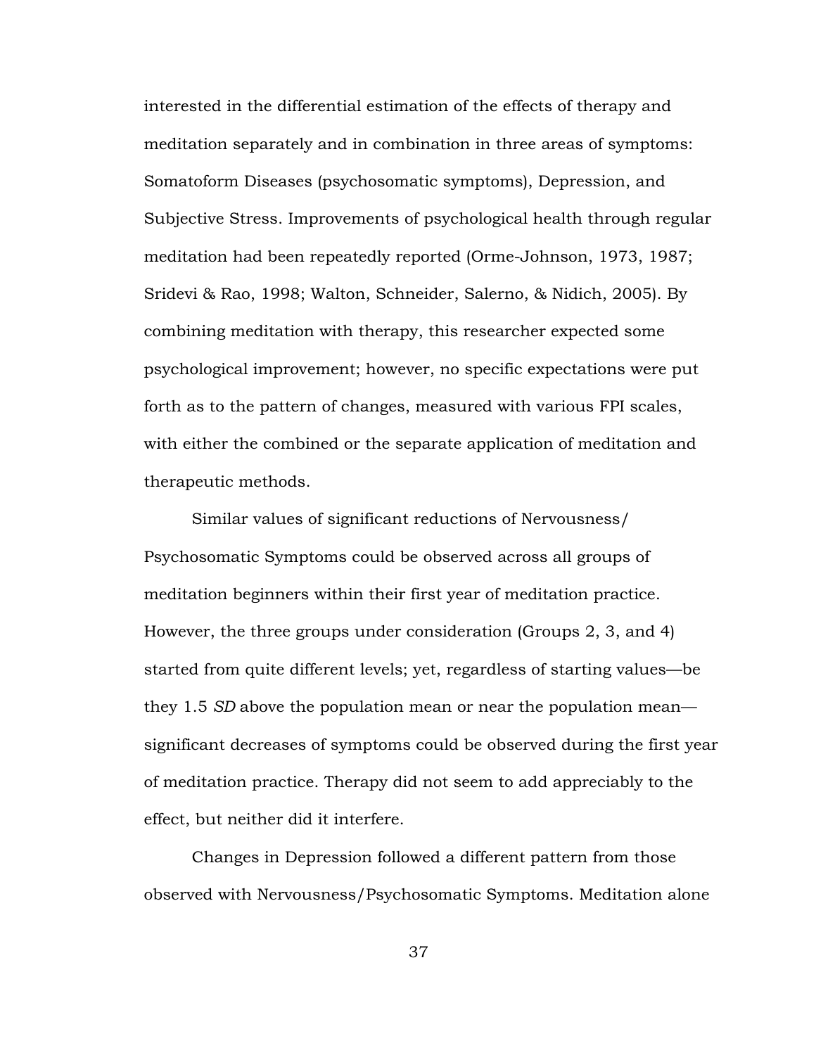interested in the differential estimation of the effects of therapy and meditation separately and in combination in three areas of symptoms: Somatoform Diseases (psychosomatic symptoms), Depression, and Subjective Stress. Improvements of psychological health through regular meditation had been repeatedly reported (Orme-Johnson, 1973, 1987; Sridevi & Rao, 1998; Walton, Schneider, Salerno, & Nidich, 2005). By combining meditation with therapy, this researcher expected some psychological improvement; however, no specific expectations were put forth as to the pattern of changes, measured with various FPI scales, with either the combined or the separate application of meditation and therapeutic methods.

Similar values of significant reductions of Nervousness/ Psychosomatic Symptoms could be observed across all groups of meditation beginners within their first year of meditation practice. However, the three groups under consideration (Groups 2, 3, and 4) started from quite different levels; yet, regardless of starting values—be they 1.5 *SD* above the population mean or near the population mean—significant decreases of symptoms could be observed during the first year of meditation practice. Therapy did not seem to add appreciably to the effect, but neither did it interfere.

Changes in Depression followed a different pattern from those observed with Nervousness/Psychosomatic Symptoms. Meditation alone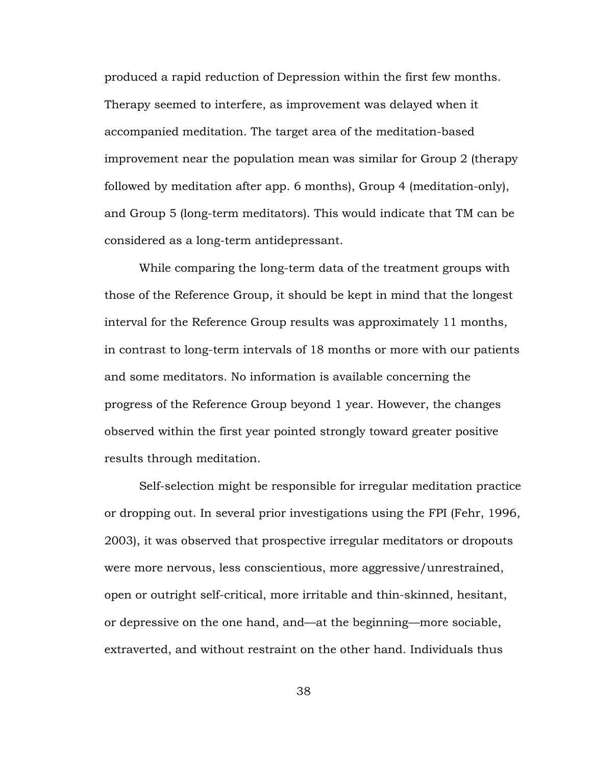produced a rapid reduction of Depression within the first few months. Therapy seemed to interfere, as improvement was delayed when it accompanied meditation. The target area of the meditation-based improvement near the population mean was similar for Group 2 (therapy followed by meditation after app. 6 months), Group 4 (meditation-only), and Group 5 (long-term meditators). This would indicate that TM can be considered as a long-term antidepressant.

While comparing the long-term data of the treatment groups with those of the Reference Group, it should be kept in mind that the longest interval for the Reference Group results was approximately 11 months, in contrast to long-term intervals of 18 months or more with our patients and some meditators. No information is available concerning the progress of the Reference Group beyond 1 year. However, the changes observed within the first year pointed strongly toward greater positive results through meditation.

Self-selection might be responsible for irregular meditation practice or dropping out. In several prior investigations using the FPI (Fehr, 1996, 2003), it was observed that prospective irregular meditators or dropouts were more nervous, less conscientious, more aggressive/unrestrained, open or outright self-critical, more irritable and thin-skinned, hesitant, or depressive on the one hand, and—at the beginning—more sociable, extraverted, and without restraint on the other hand. Individuals thus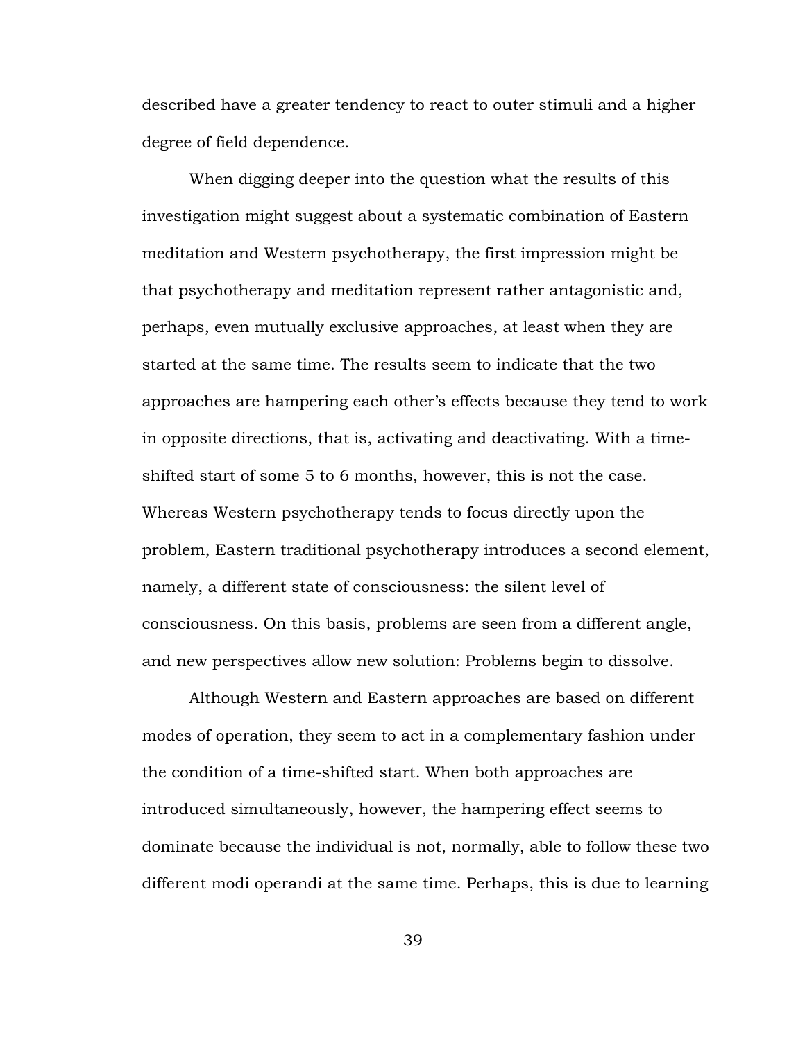described have a greater tendency to react to outer stimuli and a higher degree of field dependence.

When digging deeper into the question what the results of this investigation might suggest about a systematic combination of Eastern meditation and Western psychotherapy, the first impression might be that psychotherapy and meditation represent rather antagonistic and, perhaps, even mutually exclusive approaches, at least when they are started at the same time. The results seem to indicate that the two approaches are hampering each other's effects because they tend to work in opposite directions, that is, activating and deactivating. With a time-shifted start of some 5 to 6 months, however, this is not the case. Whereas Western psychotherapy tends to focus directly upon the problem, Eastern traditional psychotherapy introduces a second element, namely, a different state of consciousness: the silent level of consciousness. On this basis, problems are seen from a different angle, and new perspectives allow new solution: Problems begin to dissolve.

Although Western and Eastern approaches are based on different modes of operation, they seem to act in a complementary fashion under the condition of a time-shifted start. When both approaches are introduced simultaneously, however, the hampering effect seems to dominate because the individual is not, normally, able to follow these two different modi operandi at the same time. Perhaps, this is due to learning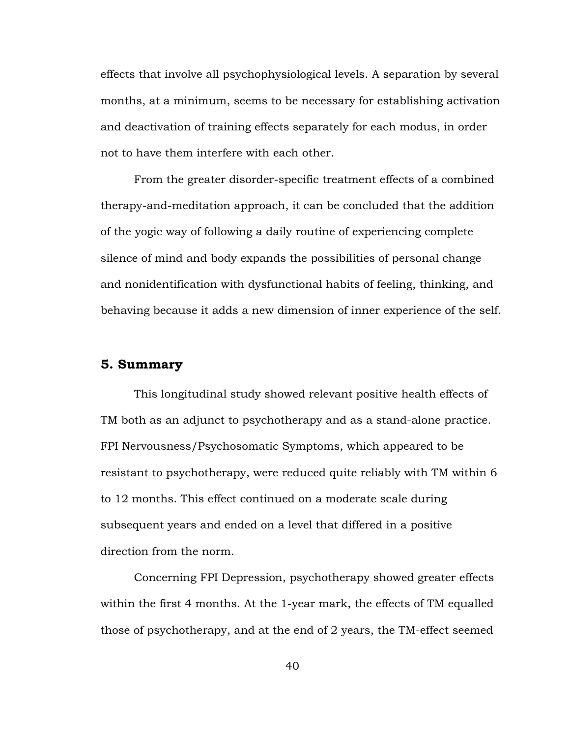effects that involve all psychophysiological levels. A separation by several months, at a minimum, seems to be necessary for establishing activation and deactivation of training effects separately for each modus, in order not to have them interfere with each other.

From the greater disorder-specific treatment effects of a combined therapy-and-meditation approach, it can be concluded that the addition of the yogic way of following a daily routine of experiencing complete silence of mind and body expands the possibilities of personal change and nonidentification with dysfunctional habits of feeling, thinking, and behaving because it adds a new dimension of inner experience of the self.

## 5. Summary

This longitudinal study showed relevant positive health effects of TM both as an adjunct to psychotherapy and as a stand-alone practice. FPI Nervousness/Psychosomatic Symptoms, which appeared to be resistant to psychotherapy, were reduced quite reliably with TM within 6 to 12 months. This effect continued on a moderate scale during subsequent years and ended on a level that differed in a positive direction from the norm.

Concerning FPI Depression, psychotherapy showed greater effects within the first 4 months. At the 1-year mark, the effects of TM equalled those of psychotherapy, and at the end of 2 years, the TM-effect seemed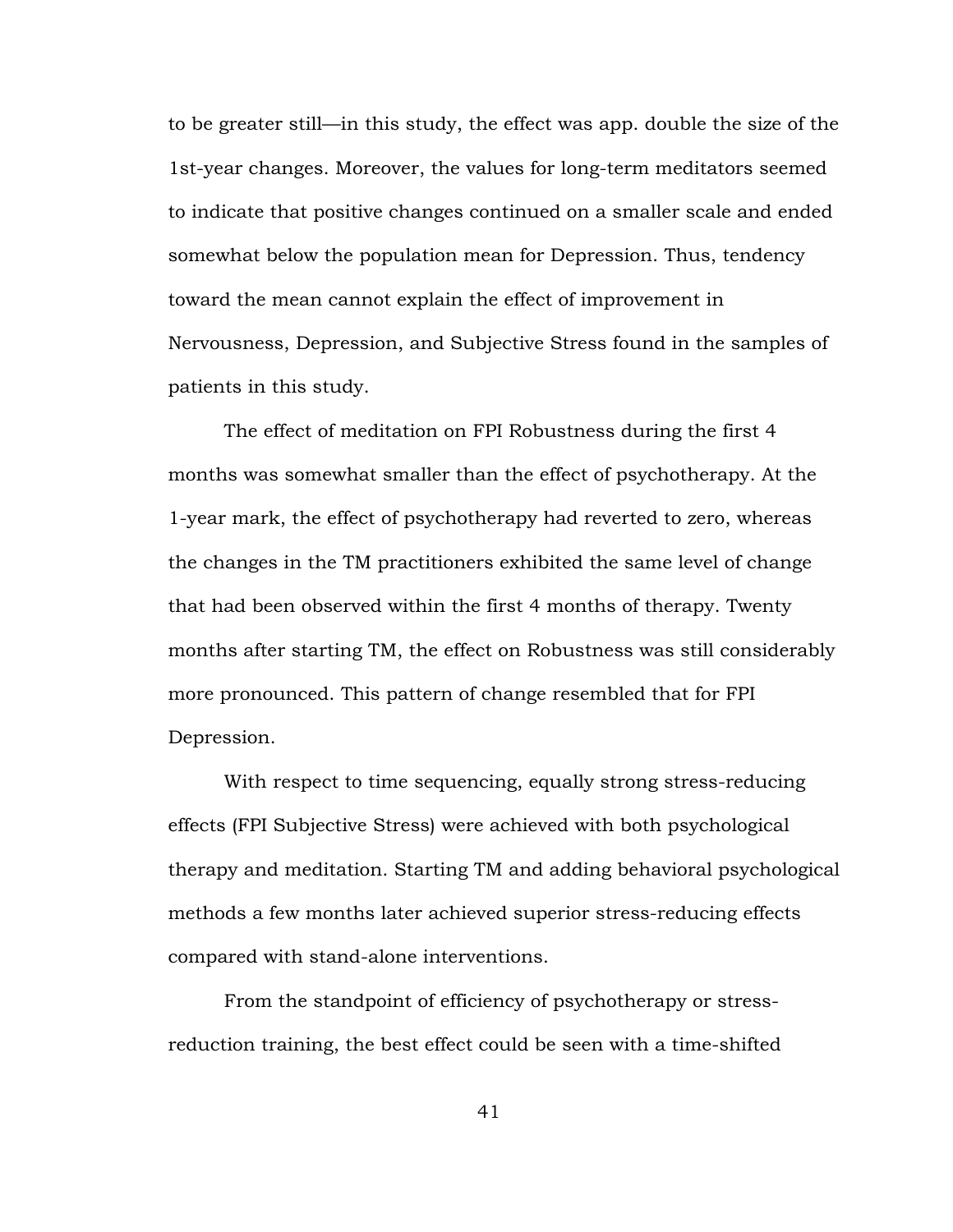to be greater still—in this study, the effect was app. double the size of the 1st-year changes. Moreover, the values for long-term meditators seemed to indicate that positive changes continued on a smaller scale and ended somewhat below the population mean for Depression. Thus, tendency toward the mean cannot explain the effect of improvement in Nervousness, Depression, and Subjective Stress found in the samples of patients in this study.

The effect of meditation on FPI Robustness during the first 4 months was somewhat smaller than the effect of psychotherapy. At the 1-year mark, the effect of psychotherapy had reverted to zero, whereas the changes in the TM practitioners exhibited the same level of change that had been observed within the first 4 months of therapy. Twenty months after starting TM, the effect on Robustness was still considerably more pronounced. This pattern of change resembled that for FPI Depression.

With respect to time sequencing, equally strong stress-reducing effects (FPI Subjective Stress) were achieved with both psychological therapy and meditation. Starting TM and adding behavioral psychological methods a few months later achieved superior stress-reducing effects compared with stand-alone interventions.

From the standpoint of efficiency of psychotherapy or stress-reduction training, the best effect could be seen with a time-shifted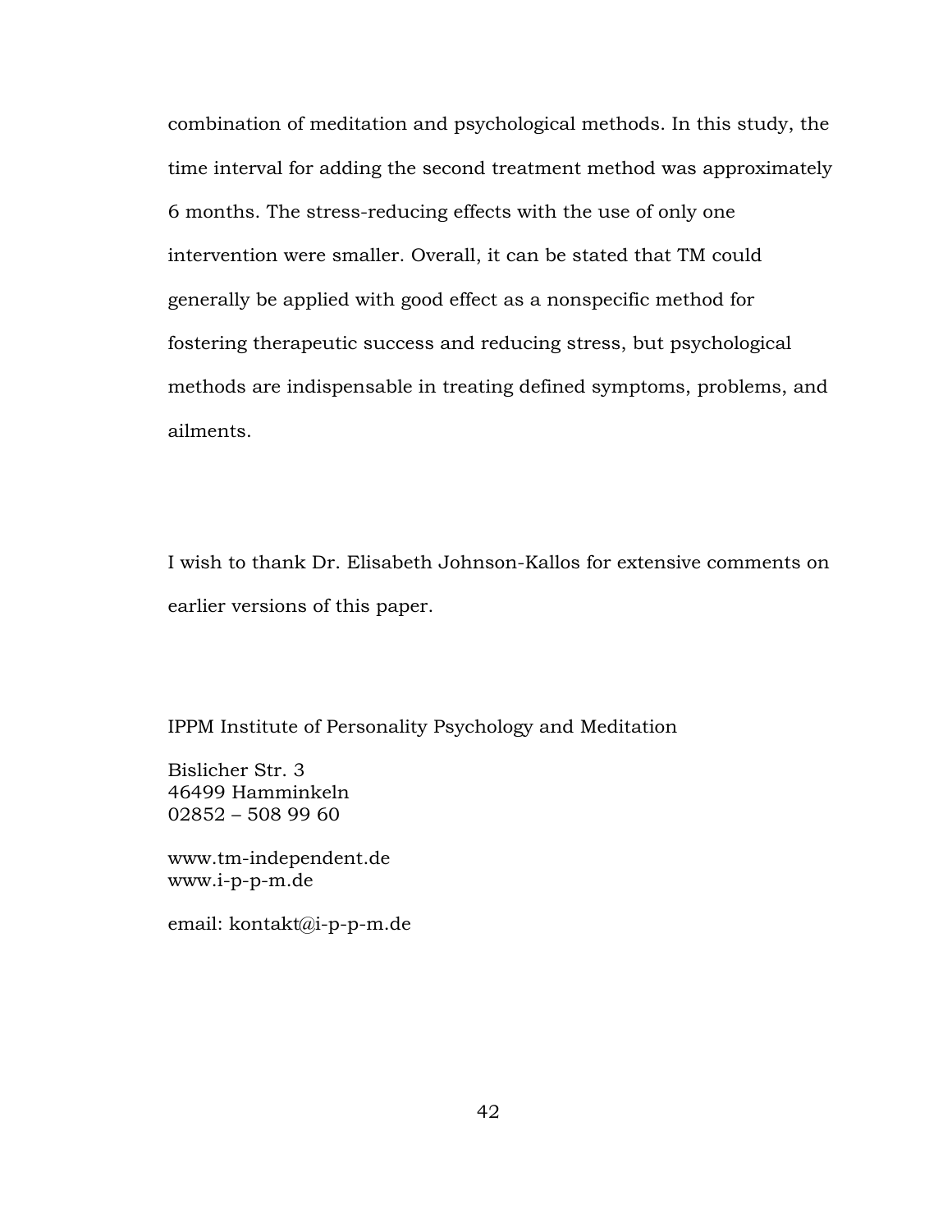combination of meditation and psychological methods. In this study, the time interval for adding the second treatment method was approximately 6 months. The stress-reducing effects with the use of only one intervention were smaller. Overall, it can be stated that TM could generally be applied with good effect as a nonspecific method for fostering therapeutic success and reducing stress, but psychological methods are indispensable in treating defined symptoms, problems, and ailments.

I wish to thank Dr. Elisabeth Johnson-Kallos for extensive comments on earlier versions of this paper.

IPPM Institute of Personality Psychology and Meditation

Bislicher Str. 3  
46499 Hamminkeln  
02852 – 508 99 60

www.tm-independent.de  
www.i-p-p-m.de

email: kontakt@i-p-p-m.de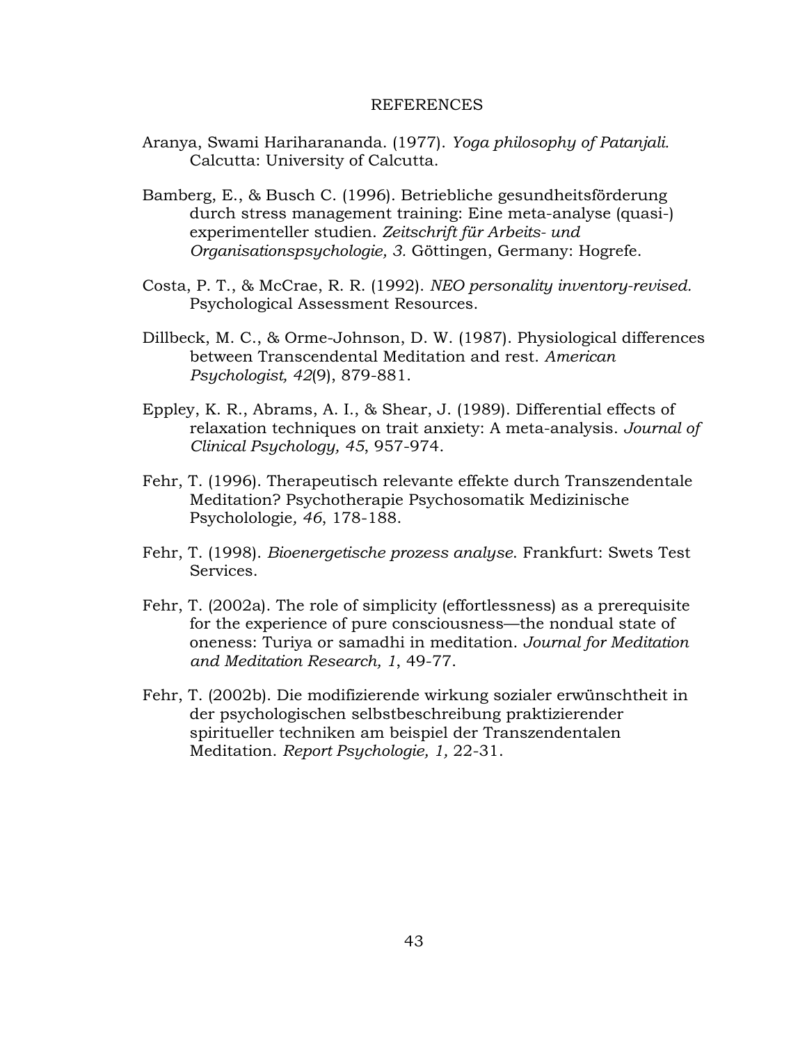# REFERENCES

Aranya, Swami Hariharananda. (1977). *Yoga philosophy of Patanjali.* Calcutta: University of Calcutta.

Bamberg, E., & Busch C. (1996). Betriebliche gesundheitsförderung durch stress management training: Eine meta-analyse (quasi-) experimenteller studien. *Zeitschrift für Arbeits- und Organisationspsychologie, 3.* Göttingen, Germany: Hogrefe.

Costa, P. T., & McCrae, R. R. (1992). *NEO personality inventory-revised.* Psychological Assessment Resources.

Dillbeck, M. C., & Orme-Johnson, D. W. (1987). Physiological differences between Transcendental Meditation and rest. *American Psychologist, 42*(9), 879-881.

Eppley, K. R., Abrams, A. I., & Shear, J. (1989). Differential effects of relaxation techniques on trait anxiety: A meta-analysis. *Journal of Clinical Psychology, 45*, 957-974.

Fehr, T. (1996). Therapeutisch relevante effekte durch Transzendentale Meditation? Psychotherapie Psychosomatik Medizinische Psychololologie*, 46*, 178-188.

Fehr, T. (1998). *Bioenergetische prozess analyse*. Frankfurt: Swets Test Services.

Fehr, T. (2002a). The role of simplicity (effortlessness) as a prerequisite for the experience of pure consciousness—the nondual state of oneness: Turiya or samadhi in meditation. *Journal for Meditation and Meditation Research, 1*, 49-77.

Fehr, T. (2002b). Die modifizierende wirkung sozialer erwünschtheit in der psychologischen selbstbeschreibung praktizierender spiritueller techniken am beispiel der Transzendentalen Meditation. *Report Psychologie, 1,* 22-31.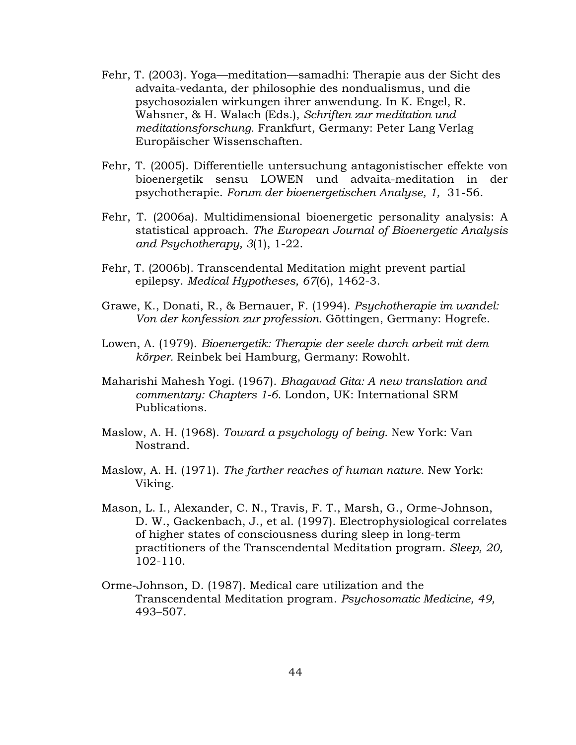Fehr, T. (2003). Yoga—meditation—samadhi: Therapie aus der Sicht des advaita-vedanta, der philosophie des nondualismus, und die psychosozialen wirkungen ihrer anwendung. In K. Engel, R. Wahsner, & H. Walach (Eds.), *Schriften zur meditation und meditationsforschung.* Frankfurt, Germany: Peter Lang Verlag Europäischer Wissenschaften.

Fehr, T. (2005). Differentielle untersuchung antagonistischer effekte von bioenergetik sensu LOWEN und advaita-meditation in der psychotherapie. *Forum der bioenergetischen Analyse, 1,* 31-56.

Fehr, T. (2006a). Multidimensional bioenergetic personality analysis: A statistical approach. *The European Journal of Bioenergetic Analysis and Psychotherapy, 3*(1), 1-22.

Fehr, T. (2006b). Transcendental Meditation might prevent partial epilepsy. *Medical Hypotheses, 67*(6), 1462-3.

Grawe, K., Donati, R., & Bernauer, F. (1994). *Psychotherapie im wandel: Von der konfession zur profession.* Göttingen, Germany: Hogrefe.

Lowen, A. (1979). *Bioenergetik: Therapie der seele durch arbeit mit dem körper.* Reinbek bei Hamburg, Germany: Rowohlt.

Maharishi Mahesh Yogi. (1967). *Bhagavad Gita: A new translation and commentary: Chapters 1-6.* London, UK: International SRM Publications.

Maslow, A. H. (1968). *Toward a psychology of being.* New York: Van Nostrand.

Maslow, A. H. (1971). *The farther reaches of human nature.* New York: Viking.

Mason, L. I., Alexander, C. N., Travis, F. T., Marsh, G., Orme-Johnson, D. W., Gackenbach, J., et al. (1997). Electrophysiological correlates of higher states of consciousness during sleep in long-term practitioners of the Transcendental Meditation program. *Sleep, 20,* 102-110.

Orme-Johnson, D. (1987). Medical care utilization and the Transcendental Meditation program. *Psychosomatic Medicine, 49,* 493–507.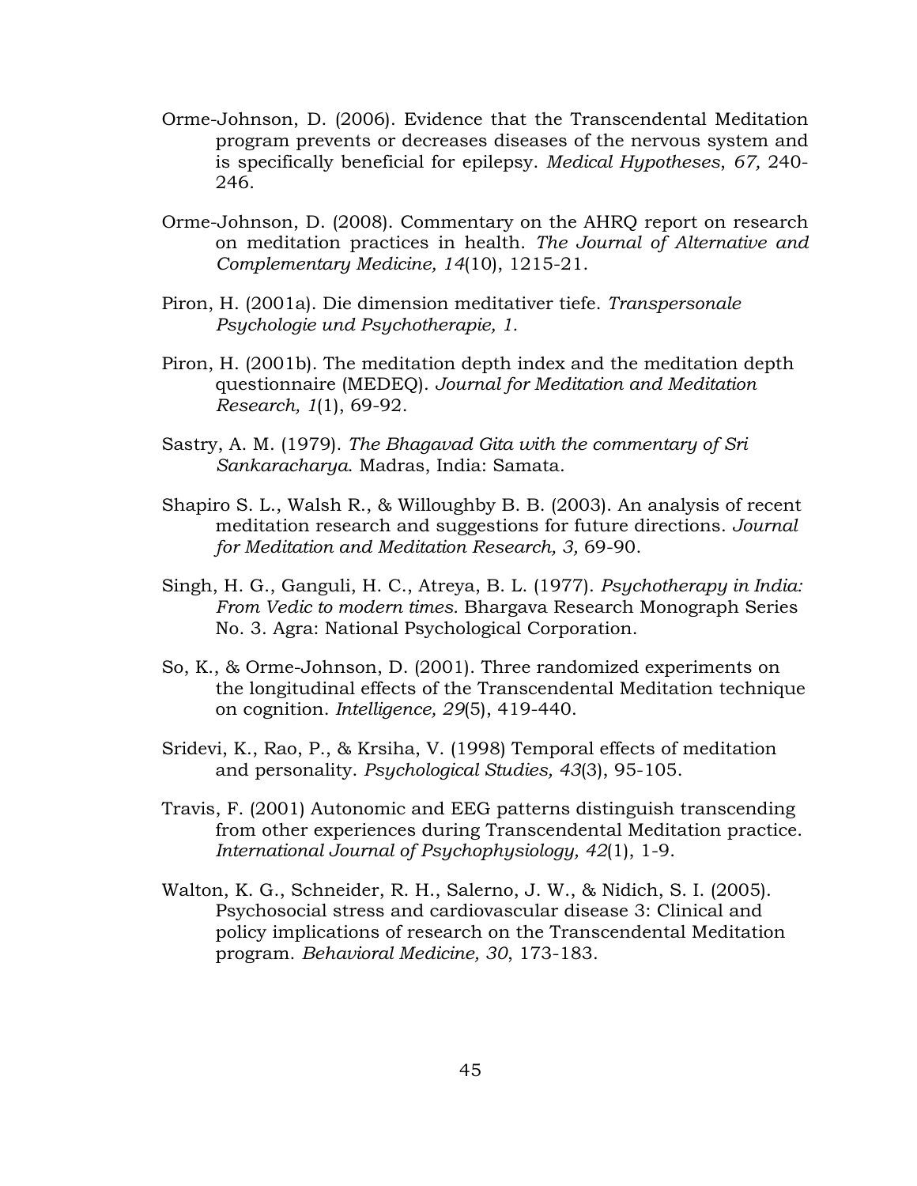Orme-Johnson, D. (2006). Evidence that the Transcendental Meditation program prevents or decreases diseases of the nervous system and is specifically beneficial for epilepsy. *Medical Hypotheses*, *67,* 240-246.

Orme-Johnson, D. (2008). Commentary on the AHRQ report on research on meditation practices in health. *The Journal of Alternative and Complementary Medicine, 14*(10), 1215-21.

Piron, H. (2001a). Die dimension meditativer tiefe. *Transpersonale Psychologie und Psychotherapie, 1.*

Piron, H. (2001b). The meditation depth index and the meditation depth questionnaire (MEDEQ). *Journal for Meditation and Meditation Research, 1*(1), 69-92.

Sastry, A. M. (1979). *The Bhagavad Gita with the commentary of Sri Sankaracharya*. Madras, India: Samata.

Shapiro S. L., Walsh R., & Willoughby B. B. (2003). An analysis of recent meditation research and suggestions for future directions. *Journal for Meditation and Meditation Research, 3,* 69-90.

Singh, H. G., Ganguli, H. C., Atreya, B. L. (1977). *Psychotherapy in India: From Vedic to modern times.* Bhargava Research Monograph Series No. 3. Agra: National Psychological Corporation.

So, K., & Orme-Johnson, D. (2001). Three randomized experiments on the longitudinal effects of the Transcendental Meditation technique on cognition. *Intelligence, 29*(5), 419-440.

Sridevi, K., Rao, P., & Krsiha, V. (1998) Temporal effects of meditation and personality. *Psychological Studies, 43*(3), 95-105.

Travis, F. (2001) Autonomic and EEG patterns distinguish transcending from other experiences during Transcendental Meditation practice. *International Journal of Psychophysiology, 42*(1), 1-9.

Walton, K. G., Schneider, R. H., Salerno, J. W., & Nidich, S. I. (2005). Psychosocial stress and cardiovascular disease 3: Clinical and policy implications of research on the Transcendental Meditation program. *Behavioral Medicine, 30*, 173-183.